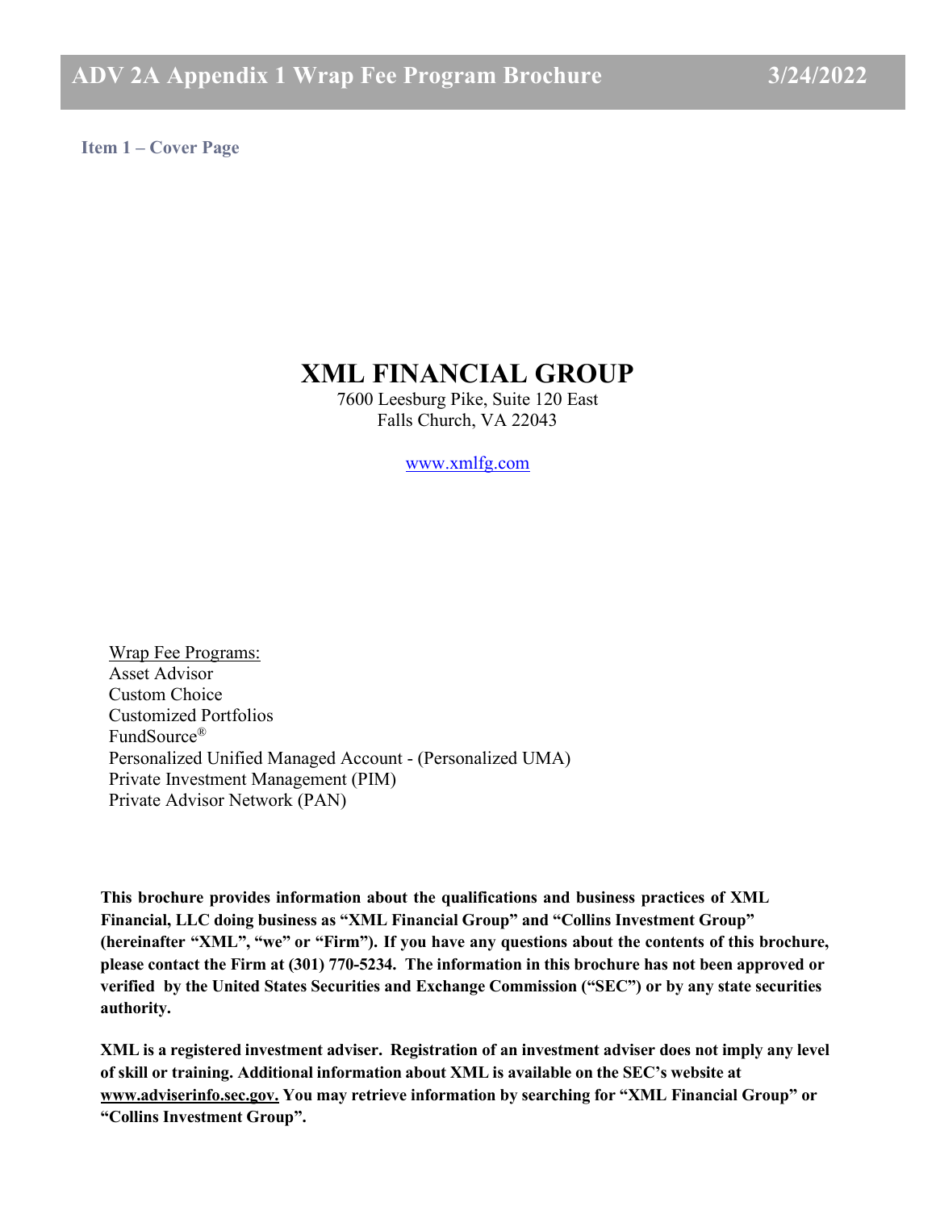# ADV 2A Appendix 1 Wrap Fee Program Brochure 3/24/2022

## Item 1 – Cover Page

# XML FINANCIAL GROUP

7600 Leesburg Pike, Suite 120 East
Falls Church, VA 22043

www.xmlfg.com

Wrap Fee Programs:
Asset Advisor
Custom Choice
Customized Portfolios
FundSource®
Personalized Unified Managed Account - (Personalized UMA)
Private Investment Management (PIM)
Private Advisor Network (PAN)

**This brochure provides information about the qualifications and business practices of XML Financial, LLC doing business as "XML Financial Group" and "Collins Investment Group" (hereinafter "XML", "we" or "Firm"). If you have any questions about the contents of this brochure, please contact the Firm at (301) 770-5234. The information in this brochure has not been approved or verified by the United States Securities and Exchange Commission ("SEC") or by any state securities authority.**

**XML is a registered investment adviser. Registration of an investment adviser does not imply any level of skill or training. Additional information about XML is available on the SEC's website at www.adviserinfo.sec.gov. You may retrieve information by searching for "XML Financial Group" or "Collins Investment Group".**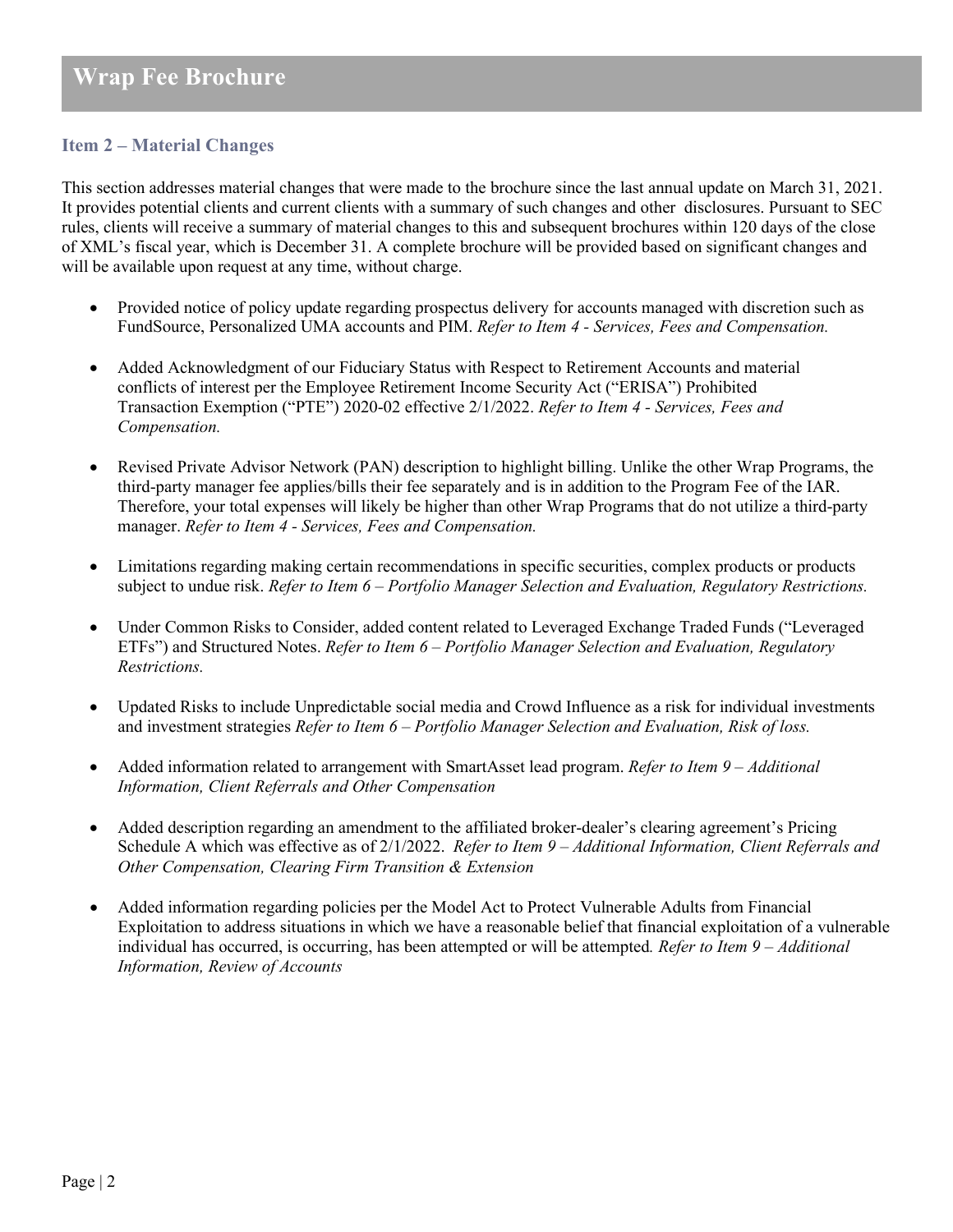# Wrap Fee Brochure

## Item 2 – Material Changes

This section addresses material changes that were made to the brochure since the last annual update on March 31, 2021. It provides potential clients and current clients with a summary of such changes and other disclosures. Pursuant to SEC rules, clients will receive a summary of material changes to this and subsequent brochures within 120 days of the close of XML's fiscal year, which is December 31. A complete brochure will be provided based on significant changes and will be available upon request at any time, without charge.

- Provided notice of policy update regarding prospectus delivery for accounts managed with discretion such as FundSource, Personalized UMA accounts and PIM. *Refer to Item 4 - Services, Fees and Compensation.*
- Added Acknowledgment of our Fiduciary Status with Respect to Retirement Accounts and material conflicts of interest per the Employee Retirement Income Security Act ("ERISA") Prohibited Transaction Exemption ("PTE") 2020-02 effective 2/1/2022. *Refer to Item 4 - Services, Fees and Compensation.*
- Revised Private Advisor Network (PAN) description to highlight billing. Unlike the other Wrap Programs, the third-party manager fee applies/bills their fee separately and is in addition to the Program Fee of the IAR. Therefore, your total expenses will likely be higher than other Wrap Programs that do not utilize a third-party manager. *Refer to Item 4 - Services, Fees and Compensation.*
- Limitations regarding making certain recommendations in specific securities, complex products or products subject to undue risk. *Refer to Item 6 – Portfolio Manager Selection and Evaluation, Regulatory Restrictions.*
- Under Common Risks to Consider, added content related to Leveraged Exchange Traded Funds ("Leveraged ETFs") and Structured Notes. *Refer to Item 6 – Portfolio Manager Selection and Evaluation, Regulatory Restrictions.*
- Updated Risks to include Unpredictable social media and Crowd Influence as a risk for individual investments and investment strategies *Refer to Item 6 – Portfolio Manager Selection and Evaluation, Risk of loss.*
- Added information related to arrangement with SmartAsset lead program. *Refer to Item 9 – Additional Information, Client Referrals and Other Compensation*
- Added description regarding an amendment to the affiliated broker-dealer's clearing agreement's Pricing Schedule A which was effective as of 2/1/2022. *Refer to Item 9 – Additional Information, Client Referrals and Other Compensation, Clearing Firm Transition & Extension*
- Added information regarding policies per the Model Act to Protect Vulnerable Adults from Financial Exploitation to address situations in which we have a reasonable belief that financial exploitation of a vulnerable individual has occurred, is occurring, has been attempted or will be attempted*.* *Refer to Item 9 – Additional Information, Review of Accounts*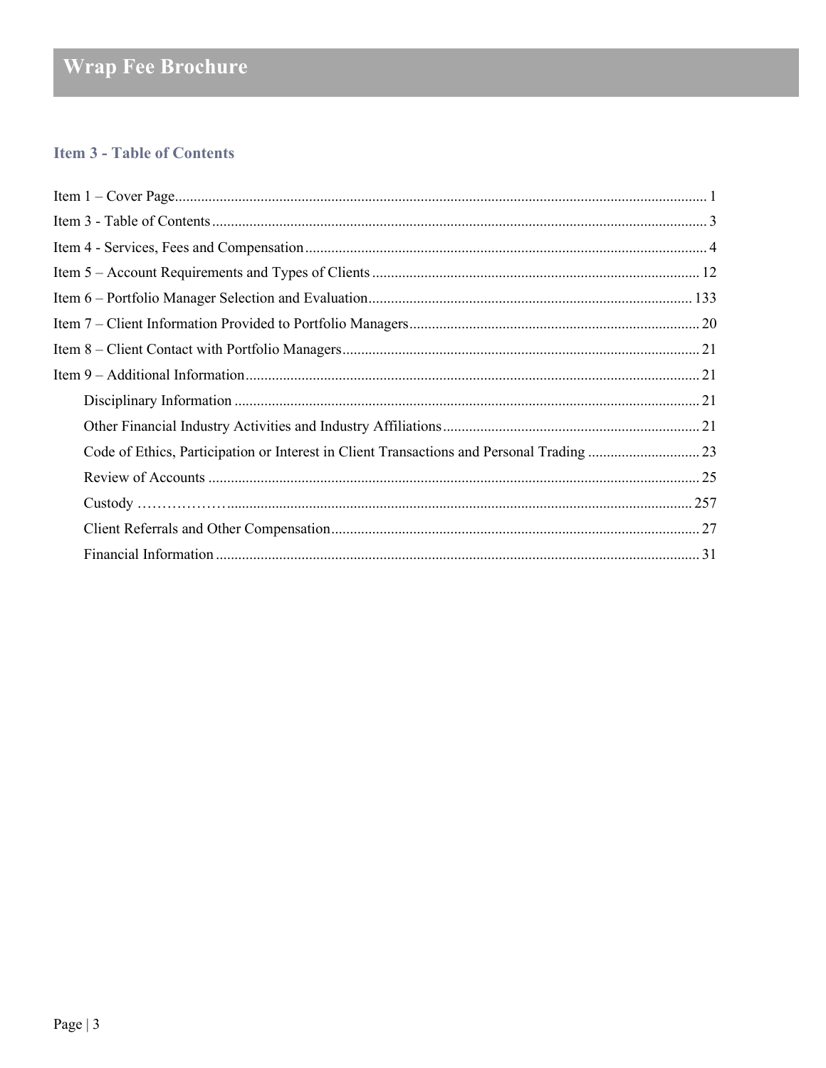# Wrap Fee Brochure

## Item 3 - Table of Contents

Item 1 – Cover Page ........ 1
Item 3 - Table of Contents ........ 3
Item 4 - Services, Fees and Compensation ........ 4
Item 5 – Account Requirements and Types of Clients ........ 12
Item 6 – Portfolio Manager Selection and Evaluation ........ 133
Item 7 – Client Information Provided to Portfolio Managers ........ 20
Item 8 – Client Contact with Portfolio Managers ........ 21
Item 9 – Additional Information ........ 21

- Disciplinary Information ........ 21
- Other Financial Industry Activities and Industry Affiliations ........ 21
- Code of Ethics, Participation or Interest in Client Transactions and Personal Trading ........ 23
- Review of Accounts ........ 25
- Custody ........ 257
- Client Referrals and Other Compensation ........ 27
- Financial Information ........ 31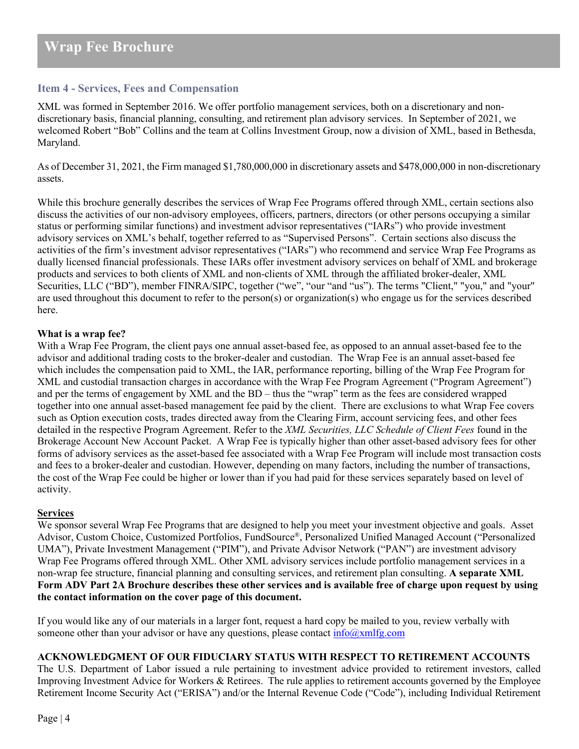## Item 4 - Services, Fees and Compensation

XML was formed in September 2016. We offer portfolio management services, both on a discretionary and non-discretionary basis, financial planning, consulting, and retirement plan advisory services. In September of 2021, we welcomed Robert "Bob" Collins and the team at Collins Investment Group, now a division of XML, based in Bethesda, Maryland.

As of December 31, 2021, the Firm managed $1,780,000,000 in discretionary assets and $478,000,000 in non-discretionary assets.

While this brochure generally describes the services of Wrap Fee Programs offered through XML, certain sections also discuss the activities of our non-advisory employees, officers, partners, directors (or other persons occupying a similar status or performing similar functions) and investment advisor representatives ("IARs") who provide investment advisory services on XML's behalf, together referred to as "Supervised Persons". Certain sections also discuss the activities of the firm's investment advisor representatives ("IARs") who recommend and service Wrap Fee Programs as dually licensed financial professionals. These IARs offer investment advisory services on behalf of XML and brokerage products and services to both clients of XML and non-clients of XML through the affiliated broker-dealer, XML Securities, LLC ("BD"), member FINRA/SIPC, together ("we", "our "and "us"). The terms "Client," "you," and "your" are used throughout this document to refer to the person(s) or organization(s) who engage us for the services described here.

**What is a wrap fee?**

With a Wrap Fee Program, the client pays one annual asset-based fee, as opposed to an annual asset-based fee to the advisor and additional trading costs to the broker-dealer and custodian. The Wrap Fee is an annual asset-based fee which includes the compensation paid to XML, the IAR, performance reporting, billing of the Wrap Fee Program for XML and custodial transaction charges in accordance with the Wrap Fee Program Agreement ("Program Agreement") and per the terms of engagement by XML and the BD – thus the "wrap" term as the fees are considered wrapped together into one annual asset-based management fee paid by the client. There are exclusions to what Wrap Fee covers such as Option execution costs, trades directed away from the Clearing Firm, account servicing fees, and other fees detailed in the respective Program Agreement. Refer to the *XML Securities, LLC Schedule of Client Fees* found in the Brokerage Account New Account Packet. A Wrap Fee is typically higher than other asset-based advisory fees for other forms of advisory services as the asset-based fee associated with a Wrap Fee Program will include most transaction costs and fees to a broker-dealer and custodian. However, depending on many factors, including the number of transactions, the cost of the Wrap Fee could be higher or lower than if you had paid for these services separately based on level of activity.

**Services**

We sponsor several Wrap Fee Programs that are designed to help you meet your investment objective and goals. Asset Advisor, Custom Choice, Customized Portfolios, FundSource®, Personalized Unified Managed Account ("Personalized UMA"), Private Investment Management ("PIM"), and Private Advisor Network ("PAN") are investment advisory Wrap Fee Programs offered through XML. Other XML advisory services include portfolio management services in a non-wrap fee structure, financial planning and consulting services, and retirement plan consulting. **A separate XML Form ADV Part 2A Brochure describes these other services and is available free of charge upon request by using the contact information on the cover page of this document.**

If you would like any of our materials in a larger font, request a hard copy be mailed to you, review verbally with someone other than your advisor or have any questions, please contact info@xmlfg.com

**ACKNOWLEDGMENT OF OUR FIDUCIARY STATUS WITH RESPECT TO RETIREMENT ACCOUNTS**

The U.S. Department of Labor issued a rule pertaining to investment advice provided to retirement investors, called Improving Investment Advice for Workers & Retirees. The rule applies to retirement accounts governed by the Employee Retirement Income Security Act ("ERISA") and/or the Internal Revenue Code ("Code"), including Individual Retirement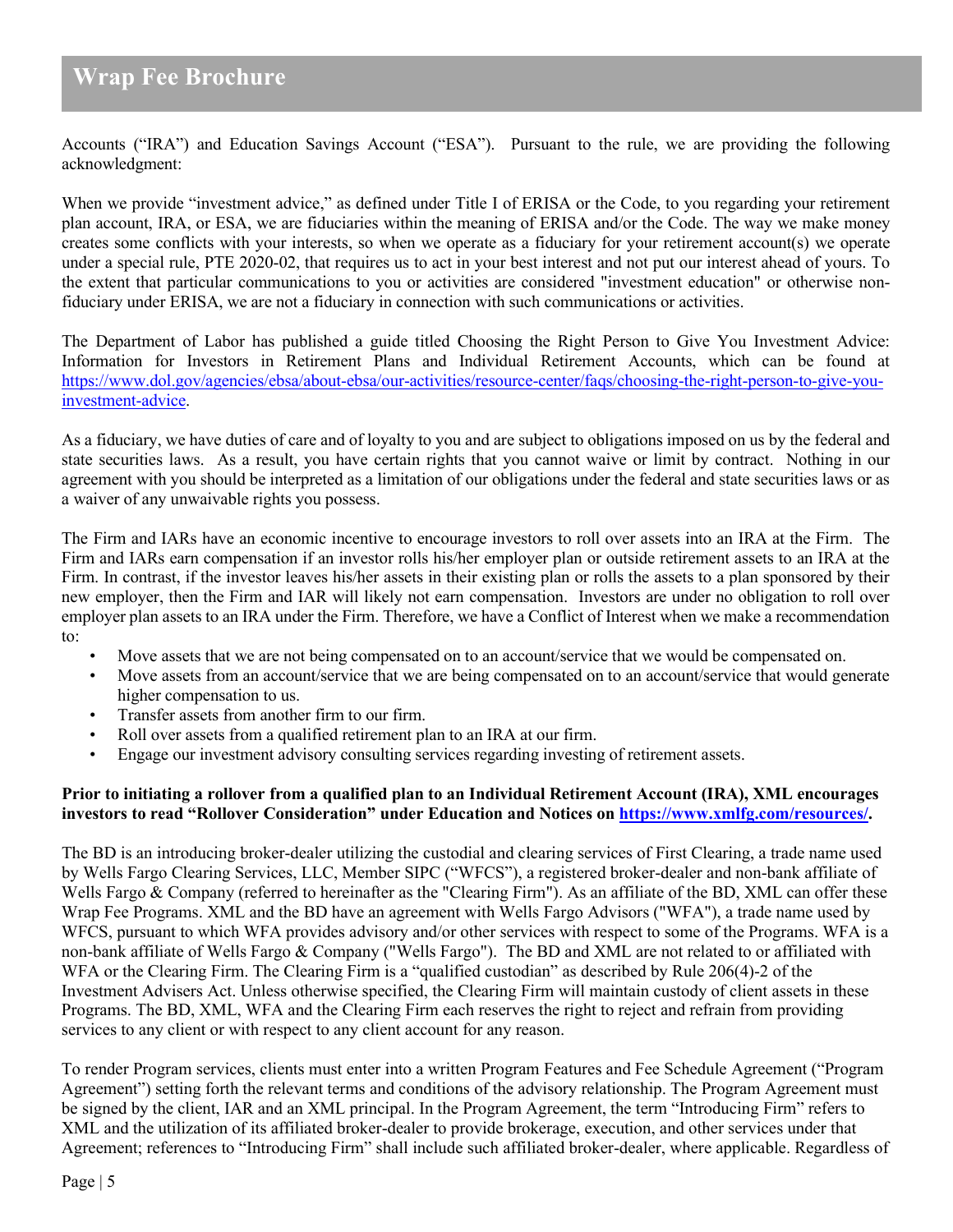Accounts ("IRA") and Education Savings Account ("ESA"). Pursuant to the rule, we are providing the following acknowledgment:

When we provide "investment advice," as defined under Title I of ERISA or the Code, to you regarding your retirement plan account, IRA, or ESA, we are fiduciaries within the meaning of ERISA and/or the Code. The way we make money creates some conflicts with your interests, so when we operate as a fiduciary for your retirement account(s) we operate under a special rule, PTE 2020-02, that requires us to act in your best interest and not put our interest ahead of yours. To the extent that particular communications to you or activities are considered "investment education" or otherwise non-fiduciary under ERISA, we are not a fiduciary in connection with such communications or activities.

The Department of Labor has published a guide titled Choosing the Right Person to Give You Investment Advice: Information for Investors in Retirement Plans and Individual Retirement Accounts, which can be found at [https://www.dol.gov/agencies/ebsa/about-ebsa/our-activities/resource-center/faqs/choosing-the-right-person-to-give-you-investment-advice](https://www.dol.gov/agencies/ebsa/about-ebsa/our-activities/resource-center/faqs/choosing-the-right-person-to-give-you-investment-advice).

As a fiduciary, we have duties of care and of loyalty to you and are subject to obligations imposed on us by the federal and state securities laws. As a result, you have certain rights that you cannot waive or limit by contract. Nothing in our agreement with you should be interpreted as a limitation of our obligations under the federal and state securities laws or as a waiver of any unwaivable rights you possess.

The Firm and IARs have an economic incentive to encourage investors to roll over assets into an IRA at the Firm. The Firm and IARs earn compensation if an investor rolls his/her employer plan or outside retirement assets to an IRA at the Firm. In contrast, if the investor leaves his/her assets in their existing plan or rolls the assets to a plan sponsored by their new employer, then the Firm and IAR will likely not earn compensation. Investors are under no obligation to roll over employer plan assets to an IRA under the Firm. Therefore, we have a Conflict of Interest when we make a recommendation to:

- Move assets that we are not being compensated on to an account/service that we would be compensated on.
- Move assets from an account/service that we are being compensated on to an account/service that would generate higher compensation to us.
- Transfer assets from another firm to our firm.
- Roll over assets from a qualified retirement plan to an IRA at our firm.
- Engage our investment advisory consulting services regarding investing of retirement assets.

**Prior to initiating a rollover from a qualified plan to an Individual Retirement Account (IRA), XML encourages investors to read "Rollover Consideration" under Education and Notices on [https://www.xmlfg.com/resources/](https://www.xmlfg.com/resources/).**

The BD is an introducing broker-dealer utilizing the custodial and clearing services of First Clearing, a trade name used by Wells Fargo Clearing Services, LLC, Member SIPC ("WFCS"), a registered broker-dealer and non-bank affiliate of Wells Fargo & Company (referred to hereinafter as the "Clearing Firm"). As an affiliate of the BD, XML can offer these Wrap Fee Programs. XML and the BD have an agreement with Wells Fargo Advisors ("WFA"), a trade name used by WFCS, pursuant to which WFA provides advisory and/or other services with respect to some of the Programs. WFA is a non-bank affiliate of Wells Fargo & Company ("Wells Fargo"). The BD and XML are not related to or affiliated with WFA or the Clearing Firm. The Clearing Firm is a "qualified custodian" as described by Rule 206(4)-2 of the Investment Advisers Act. Unless otherwise specified, the Clearing Firm will maintain custody of client assets in these Programs. The BD, XML, WFA and the Clearing Firm each reserves the right to reject and refrain from providing services to any client or with respect to any client account for any reason.

To render Program services, clients must enter into a written Program Features and Fee Schedule Agreement ("Program Agreement") setting forth the relevant terms and conditions of the advisory relationship. The Program Agreement must be signed by the client, IAR and an XML principal. In the Program Agreement, the term "Introducing Firm" refers to XML and the utilization of its affiliated broker-dealer to provide brokerage, execution, and other services under that Agreement; references to "Introducing Firm" shall include such affiliated broker-dealer, where applicable. Regardless of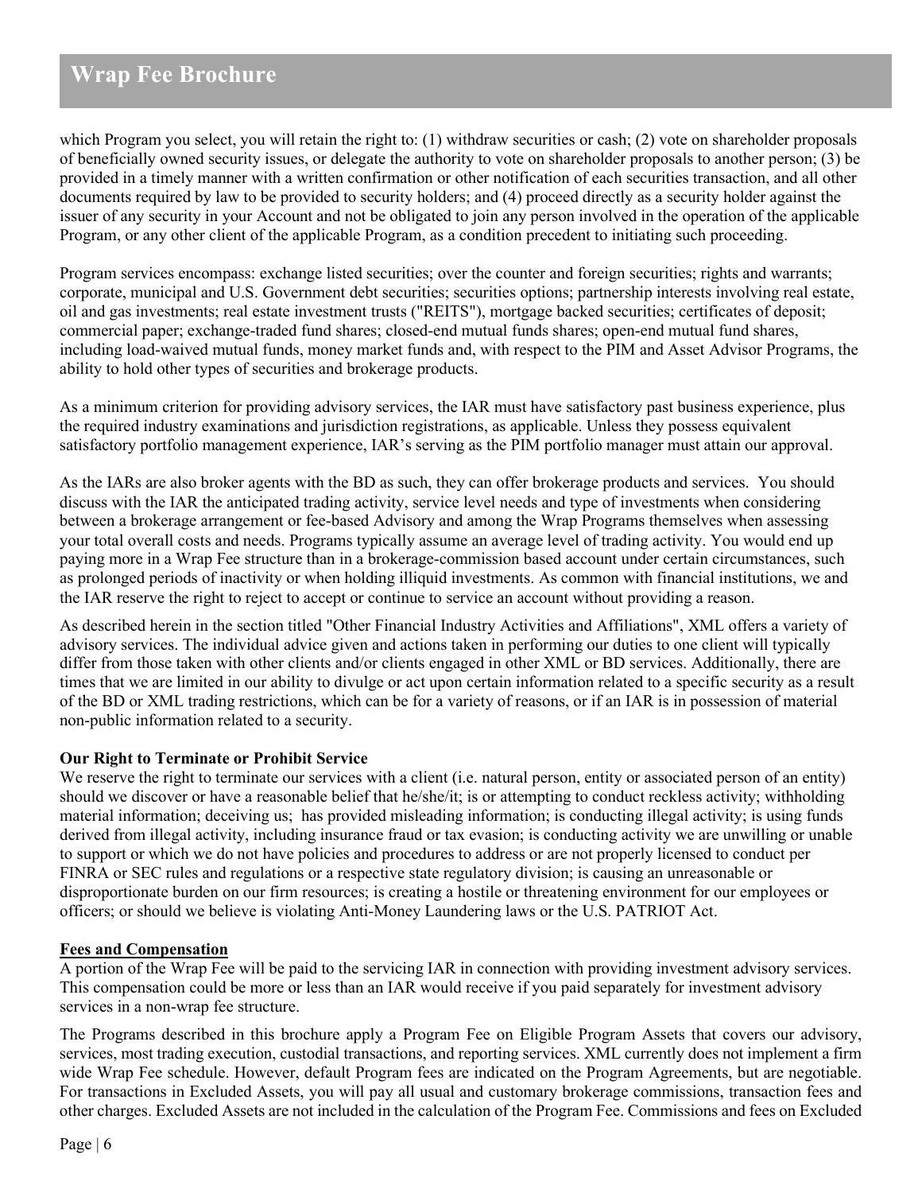which Program you select, you will retain the right to: (1) withdraw securities or cash; (2) vote on shareholder proposals of beneficially owned security issues, or delegate the authority to vote on shareholder proposals to another person; (3) be provided in a timely manner with a written confirmation or other notification of each securities transaction, and all other documents required by law to be provided to security holders; and (4) proceed directly as a security holder against the issuer of any security in your Account and not be obligated to join any person involved in the operation of the applicable Program, or any other client of the applicable Program, as a condition precedent to initiating such proceeding.

Program services encompass: exchange listed securities; over the counter and foreign securities; rights and warrants; corporate, municipal and U.S. Government debt securities; securities options; partnership interests involving real estate, oil and gas investments; real estate investment trusts ("REITS"), mortgage backed securities; certificates of deposit; commercial paper; exchange-traded fund shares; closed-end mutual funds shares; open-end mutual fund shares, including load-waived mutual funds, money market funds and, with respect to the PIM and Asset Advisor Programs, the ability to hold other types of securities and brokerage products.

As a minimum criterion for providing advisory services, the IAR must have satisfactory past business experience, plus the required industry examinations and jurisdiction registrations, as applicable. Unless they possess equivalent satisfactory portfolio management experience, IAR's serving as the PIM portfolio manager must attain our approval.

As the IARs are also broker agents with the BD as such, they can offer brokerage products and services. You should discuss with the IAR the anticipated trading activity, service level needs and type of investments when considering between a brokerage arrangement or fee-based Advisory and among the Wrap Programs themselves when assessing your total overall costs and needs. Programs typically assume an average level of trading activity. You would end up paying more in a Wrap Fee structure than in a brokerage-commission based account under certain circumstances, such as prolonged periods of inactivity or when holding illiquid investments. As common with financial institutions, we and the IAR reserve the right to reject to accept or continue to service an account without providing a reason.

As described herein in the section titled "Other Financial Industry Activities and Affiliations", XML offers a variety of advisory services. The individual advice given and actions taken in performing our duties to one client will typically differ from those taken with other clients and/or clients engaged in other XML or BD services. Additionally, there are times that we are limited in our ability to divulge or act upon certain information related to a specific security as a result of the BD or XML trading restrictions, which can be for a variety of reasons, or if an IAR is in possession of material non-public information related to a security.

**Our Right to Terminate or Prohibit Service**

We reserve the right to terminate our services with a client (i.e. natural person, entity or associated person of an entity) should we discover or have a reasonable belief that he/she/it; is or attempting to conduct reckless activity; withholding material information; deceiving us; has provided misleading information; is conducting illegal activity; is using funds derived from illegal activity, including insurance fraud or tax evasion; is conducting activity we are unwilling or unable to support or which we do not have policies and procedures to address or are not properly licensed to conduct per FINRA or SEC rules and regulations or a respective state regulatory division; is causing an unreasonable or disproportionate burden on our firm resources; is creating a hostile or threatening environment for our employees or officers; or should we believe is violating Anti-Money Laundering laws or the U.S. PATRIOT Act.

**Fees and Compensation**

A portion of the Wrap Fee will be paid to the servicing IAR in connection with providing investment advisory services. This compensation could be more or less than an IAR would receive if you paid separately for investment advisory services in a non-wrap fee structure.

The Programs described in this brochure apply a Program Fee on Eligible Program Assets that covers our advisory, services, most trading execution, custodial transactions, and reporting services. XML currently does not implement a firm wide Wrap Fee schedule. However, default Program fees are indicated on the Program Agreements, but are negotiable. For transactions in Excluded Assets, you will pay all usual and customary brokerage commissions, transaction fees and other charges. Excluded Assets are not included in the calculation of the Program Fee. Commissions and fees on Excluded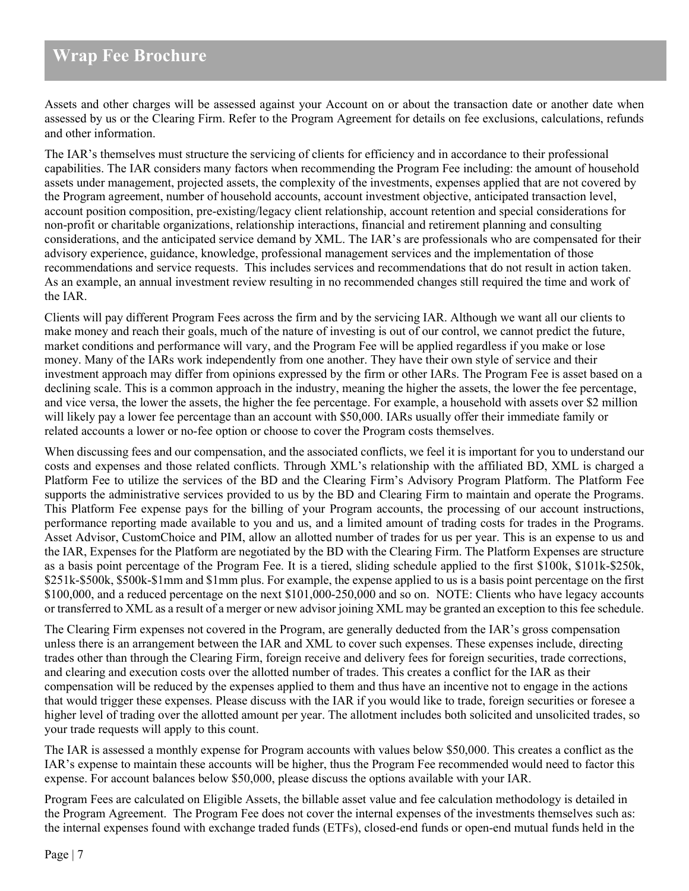Assets and other charges will be assessed against your Account on or about the transaction date or another date when assessed by us or the Clearing Firm. Refer to the Program Agreement for details on fee exclusions, calculations, refunds and other information.

The IAR's themselves must structure the servicing of clients for efficiency and in accordance to their professional capabilities. The IAR considers many factors when recommending the Program Fee including: the amount of household assets under management, projected assets, the complexity of the investments, expenses applied that are not covered by the Program agreement, number of household accounts, account investment objective, anticipated transaction level, account position composition, pre-existing/legacy client relationship, account retention and special considerations for non-profit or charitable organizations, relationship interactions, financial and retirement planning and consulting considerations, and the anticipated service demand by XML. The IAR's are professionals who are compensated for their advisory experience, guidance, knowledge, professional management services and the implementation of those recommendations and service requests. This includes services and recommendations that do not result in action taken. As an example, an annual investment review resulting in no recommended changes still required the time and work of the IAR.

Clients will pay different Program Fees across the firm and by the servicing IAR. Although we want all our clients to make money and reach their goals, much of the nature of investing is out of our control, we cannot predict the future, market conditions and performance will vary, and the Program Fee will be applied regardless if you make or lose money. Many of the IARs work independently from one another. They have their own style of service and their investment approach may differ from opinions expressed by the firm or other IARs. The Program Fee is asset based on a declining scale. This is a common approach in the industry, meaning the higher the assets, the lower the fee percentage, and vice versa, the lower the assets, the higher the fee percentage. For example, a household with assets over $2 million will likely pay a lower fee percentage than an account with $50,000. IARs usually offer their immediate family or related accounts a lower or no-fee option or choose to cover the Program costs themselves.

When discussing fees and our compensation, and the associated conflicts, we feel it is important for you to understand our costs and expenses and those related conflicts. Through XML's relationship with the affiliated BD, XML is charged a Platform Fee to utilize the services of the BD and the Clearing Firm's Advisory Program Platform. The Platform Fee supports the administrative services provided to us by the BD and Clearing Firm to maintain and operate the Programs. This Platform Fee expense pays for the billing of your Program accounts, the processing of our account instructions, performance reporting made available to you and us, and a limited amount of trading costs for trades in the Programs. Asset Advisor, CustomChoice and PIM, allow an allotted number of trades for us per year. This is an expense to us and the IAR, Expenses for the Platform are negotiated by the BD with the Clearing Firm. The Platform Expenses are structure as a basis point percentage of the Program Fee. It is a tiered, sliding schedule applied to the first $100k, $101k-$250k, $251k-$500k, $500k-$1mm and $1mm plus. For example, the expense applied to us is a basis point percentage on the first $100,000, and a reduced percentage on the next $101,000-250,000 and so on. NOTE: Clients who have legacy accounts or transferred to XML as a result of a merger or new advisor joining XML may be granted an exception to this fee schedule.

The Clearing Firm expenses not covered in the Program, are generally deducted from the IAR's gross compensation unless there is an arrangement between the IAR and XML to cover such expenses. These expenses include, directing trades other than through the Clearing Firm, foreign receive and delivery fees for foreign securities, trade corrections, and clearing and execution costs over the allotted number of trades. This creates a conflict for the IAR as their compensation will be reduced by the expenses applied to them and thus have an incentive not to engage in the actions that would trigger these expenses. Please discuss with the IAR if you would like to trade, foreign securities or foresee a higher level of trading over the allotted amount per year. The allotment includes both solicited and unsolicited trades, so your trade requests will apply to this count.

The IAR is assessed a monthly expense for Program accounts with values below $50,000. This creates a conflict as the IAR's expense to maintain these accounts will be higher, thus the Program Fee recommended would need to factor this expense. For account balances below $50,000, please discuss the options available with your IAR.

Program Fees are calculated on Eligible Assets, the billable asset value and fee calculation methodology is detailed in the Program Agreement. The Program Fee does not cover the internal expenses of the investments themselves such as: the internal expenses found with exchange traded funds (ETFs), closed-end funds or open-end mutual funds held in the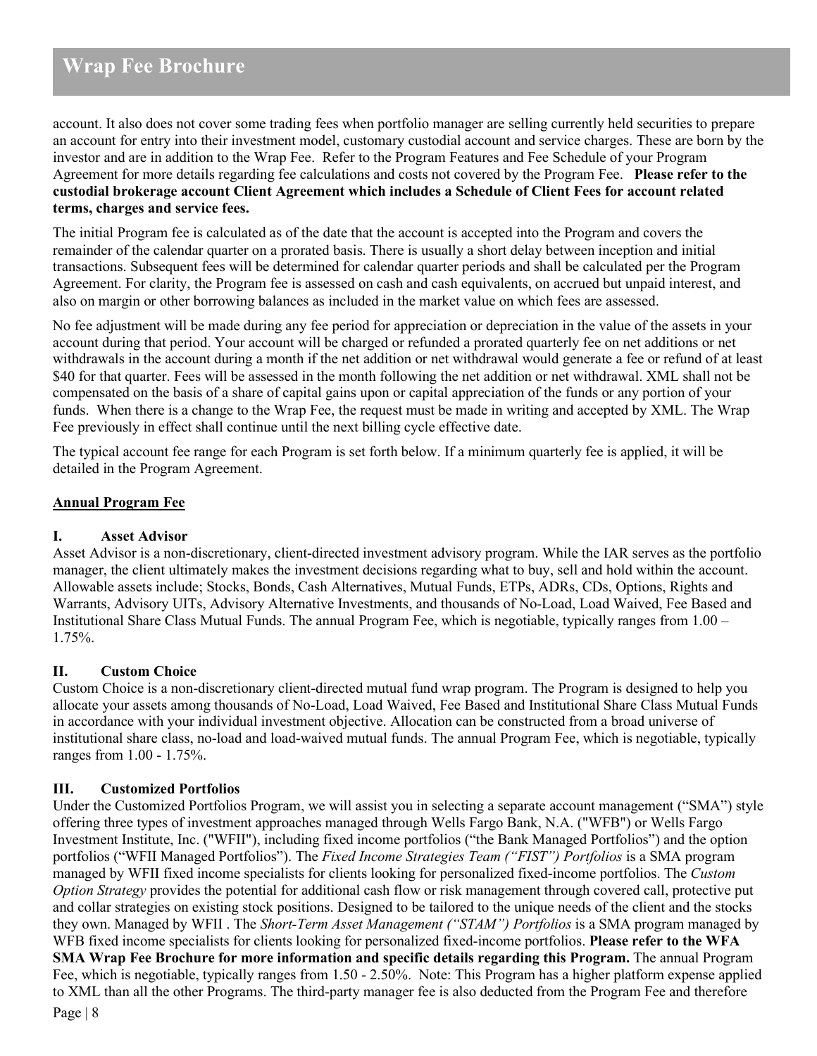account. It also does not cover some trading fees when portfolio manager are selling currently held securities to prepare an account for entry into their investment model, customary custodial account and service charges. These are born by the investor and are in addition to the Wrap Fee. Refer to the Program Features and Fee Schedule of your Program Agreement for more details regarding fee calculations and costs not covered by the Program Fee. **Please refer to the custodial brokerage account Client Agreement which includes a Schedule of Client Fees for account related terms, charges and service fees.**

The initial Program fee is calculated as of the date that the account is accepted into the Program and covers the remainder of the calendar quarter on a prorated basis. There is usually a short delay between inception and initial transactions. Subsequent fees will be determined for calendar quarter periods and shall be calculated per the Program Agreement. For clarity, the Program fee is assessed on cash and cash equivalents, on accrued but unpaid interest, and also on margin or other borrowing balances as included in the market value on which fees are assessed.

No fee adjustment will be made during any fee period for appreciation or depreciation in the value of the assets in your account during that period. Your account will be charged or refunded a prorated quarterly fee on net additions or net withdrawals in the account during a month if the net addition or net withdrawal would generate a fee or refund of at least $40 for that quarter. Fees will be assessed in the month following the net addition or net withdrawal. XML shall not be compensated on the basis of a share of capital gains upon or capital appreciation of the funds or any portion of your funds. When there is a change to the Wrap Fee, the request must be made in writing and accepted by XML. The Wrap Fee previously in effect shall continue until the next billing cycle effective date.

The typical account fee range for each Program is set forth below. If a minimum quarterly fee is applied, it will be detailed in the Program Agreement.

**Annual Program Fee**

**I. Asset Advisor**

Asset Advisor is a non-discretionary, client-directed investment advisory program. While the IAR serves as the portfolio manager, the client ultimately makes the investment decisions regarding what to buy, sell and hold within the account. Allowable assets include; Stocks, Bonds, Cash Alternatives, Mutual Funds, ETPs, ADRs, CDs, Options, Rights and Warrants, Advisory UITs, Advisory Alternative Investments, and thousands of No-Load, Load Waived, Fee Based and Institutional Share Class Mutual Funds. The annual Program Fee, which is negotiable, typically ranges from 1.00 – 1.75%.

**II. Custom Choice**

Custom Choice is a non-discretionary client-directed mutual fund wrap program. The Program is designed to help you allocate your assets among thousands of No-Load, Load Waived, Fee Based and Institutional Share Class Mutual Funds in accordance with your individual investment objective. Allocation can be constructed from a broad universe of institutional share class, no-load and load-waived mutual funds. The annual Program Fee, which is negotiable, typically ranges from 1.00 - 1.75%.

**III. Customized Portfolios**

Under the Customized Portfolios Program, we will assist you in selecting a separate account management ("SMA") style offering three types of investment approaches managed through Wells Fargo Bank, N.A. ("WFB") or Wells Fargo Investment Institute, Inc. ("WFII"), including fixed income portfolios ("the Bank Managed Portfolios") and the option portfolios ("WFII Managed Portfolios"). The *Fixed Income Strategies Team ("FIST") Portfolios* is a SMA program managed by WFII fixed income specialists for clients looking for personalized fixed-income portfolios. The *Custom Option Strategy* provides the potential for additional cash flow or risk management through covered call, protective put and collar strategies on existing stock positions. Designed to be tailored to the unique needs of the client and the stocks they own. Managed by WFII . The *Short-Term Asset Management ("STAM") Portfolios* is a SMA program managed by WFB fixed income specialists for clients looking for personalized fixed-income portfolios. **Please refer to the WFA SMA Wrap Fee Brochure for more information and specific details regarding this Program.** The annual Program Fee, which is negotiable, typically ranges from 1.50 - 2.50%. Note: This Program has a higher platform expense applied to XML than all the other Programs. The third-party manager fee is also deducted from the Program Fee and therefore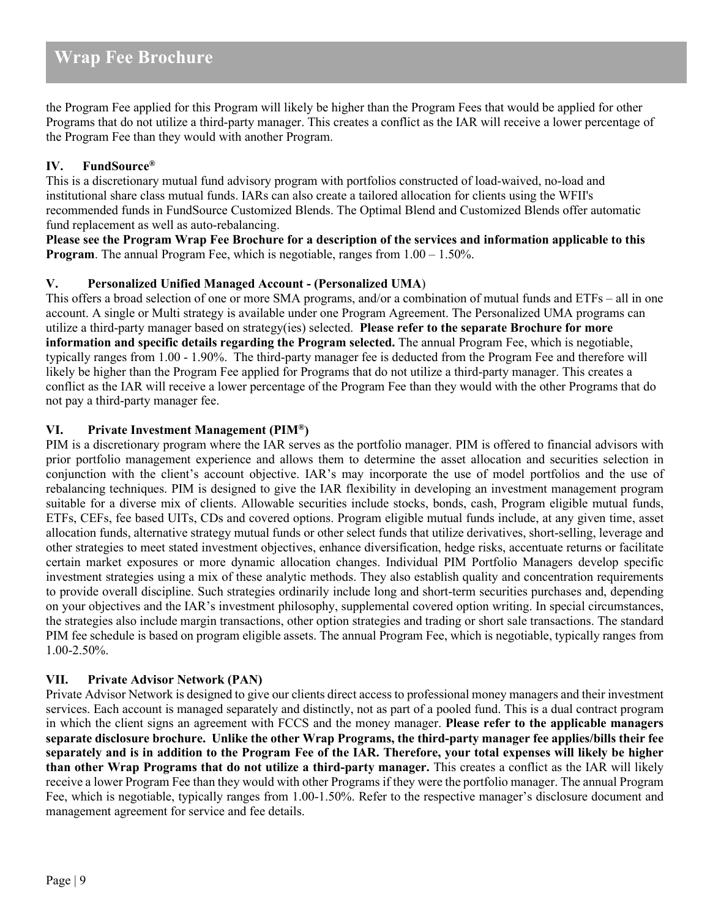the Program Fee applied for this Program will likely be higher than the Program Fees that would be applied for other Programs that do not utilize a third-party manager. This creates a conflict as the IAR will receive a lower percentage of the Program Fee than they would with another Program.

### IV. FundSource®

This is a discretionary mutual fund advisory program with portfolios constructed of load-waived, no-load and institutional share class mutual funds. IARs can also create a tailored allocation for clients using the WFII's recommended funds in FundSource Customized Blends. The Optimal Blend and Customized Blends offer automatic fund replacement as well as auto-rebalancing.

**Please see the Program Wrap Fee Brochure for a description of the services and information applicable to this Program**. The annual Program Fee, which is negotiable, ranges from 1.00 – 1.50%.

### V. Personalized Unified Managed Account - (Personalized UMA)

This offers a broad selection of one or more SMA programs, and/or a combination of mutual funds and ETFs – all in one account. A single or Multi strategy is available under one Program Agreement. The Personalized UMA programs can utilize a third-party manager based on strategy(ies) selected. **Please refer to the separate Brochure for more information and specific details regarding the Program selected.** The annual Program Fee, which is negotiable, typically ranges from 1.00 - 1.90%. The third-party manager fee is deducted from the Program Fee and therefore will likely be higher than the Program Fee applied for Programs that do not utilize a third-party manager. This creates a conflict as the IAR will receive a lower percentage of the Program Fee than they would with the other Programs that do not pay a third-party manager fee.

### VI. Private Investment Management (PIM®)

PIM is a discretionary program where the IAR serves as the portfolio manager. PIM is offered to financial advisors with prior portfolio management experience and allows them to determine the asset allocation and securities selection in conjunction with the client's account objective. IAR's may incorporate the use of model portfolios and the use of rebalancing techniques. PIM is designed to give the IAR flexibility in developing an investment management program suitable for a diverse mix of clients. Allowable securities include stocks, bonds, cash, Program eligible mutual funds, ETFs, CEFs, fee based UITs, CDs and covered options. Program eligible mutual funds include, at any given time, asset allocation funds, alternative strategy mutual funds or other select funds that utilize derivatives, short-selling, leverage and other strategies to meet stated investment objectives, enhance diversification, hedge risks, accentuate returns or facilitate certain market exposures or more dynamic allocation changes. Individual PIM Portfolio Managers develop specific investment strategies using a mix of these analytic methods. They also establish quality and concentration requirements to provide overall discipline. Such strategies ordinarily include long and short-term securities purchases and, depending on your objectives and the IAR's investment philosophy, supplemental covered option writing. In special circumstances, the strategies also include margin transactions, other option strategies and trading or short sale transactions. The standard PIM fee schedule is based on program eligible assets. The annual Program Fee, which is negotiable, typically ranges from 1.00-2.50%.

### VII. Private Advisor Network (PAN)

Private Advisor Network is designed to give our clients direct access to professional money managers and their investment services. Each account is managed separately and distinctly, not as part of a pooled fund. This is a dual contract program in which the client signs an agreement with FCCS and the money manager. **Please refer to the applicable managers separate disclosure brochure. Unlike the other Wrap Programs, the third-party manager fee applies/bills their fee separately and is in addition to the Program Fee of the IAR. Therefore, your total expenses will likely be higher than other Wrap Programs that do not utilize a third-party manager.** This creates a conflict as the IAR will likely receive a lower Program Fee than they would with other Programs if they were the portfolio manager. The annual Program Fee, which is negotiable, typically ranges from 1.00-1.50%. Refer to the respective manager's disclosure document and management agreement for service and fee details.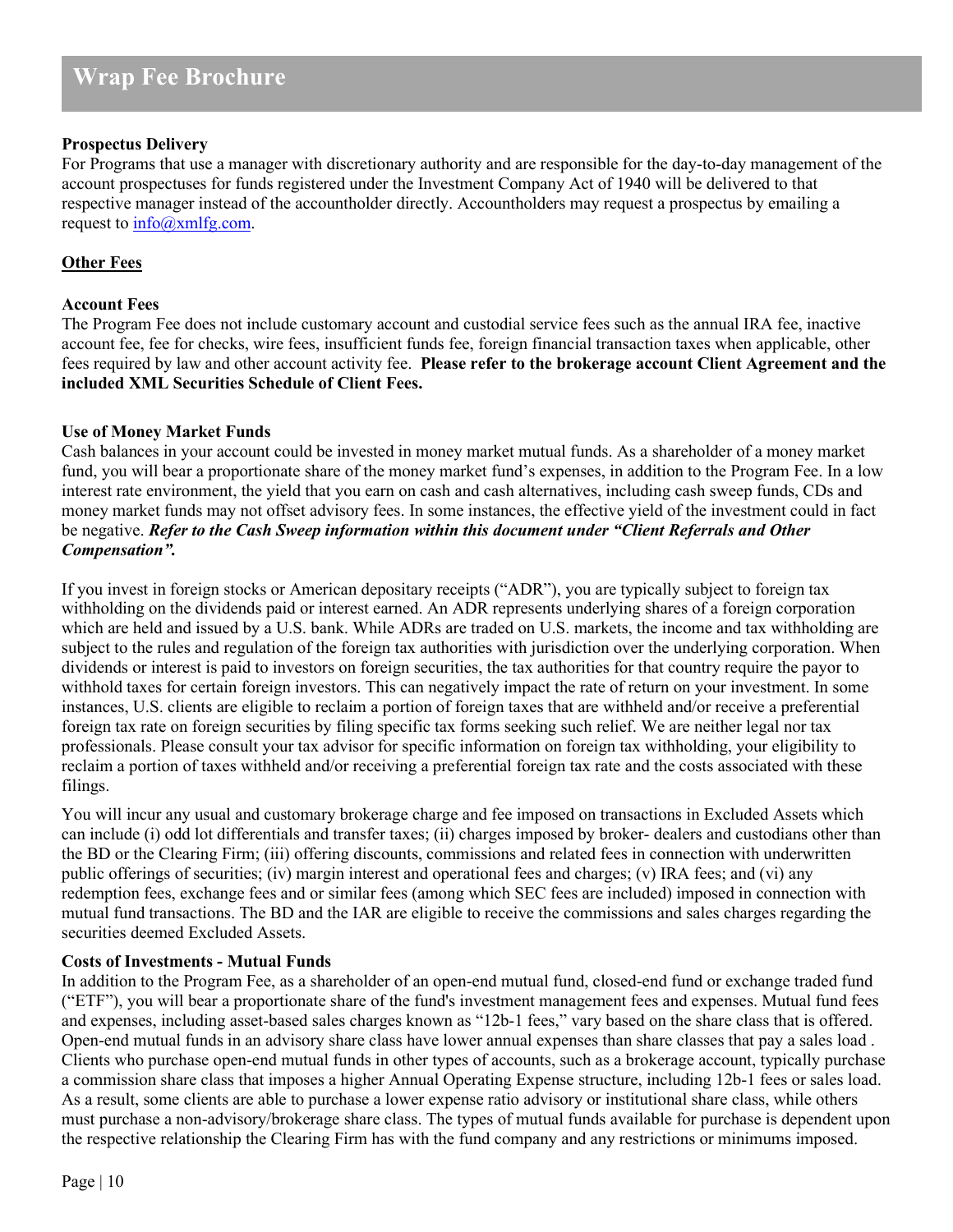**Prospectus Delivery**
For Programs that use a manager with discretionary authority and are responsible for the day-to-day management of the account prospectuses for funds registered under the Investment Company Act of 1940 will be delivered to that respective manager instead of the accountholder directly. Accountholders may request a prospectus by emailing a request to info@xmlfg.com.

## Other Fees

**Account Fees**
The Program Fee does not include customary account and custodial service fees such as the annual IRA fee, inactive account fee, fee for checks, wire fees, insufficient funds fee, foreign financial transaction taxes when applicable, other fees required by law and other account activity fee. **Please refer to the brokerage account Client Agreement and the included XML Securities Schedule of Client Fees.**

**Use of Money Market Funds**
Cash balances in your account could be invested in money market mutual funds. As a shareholder of a money market fund, you will bear a proportionate share of the money market fund's expenses, in addition to the Program Fee. In a low interest rate environment, the yield that you earn on cash and cash alternatives, including cash sweep funds, CDs and money market funds may not offset advisory fees. In some instances, the effective yield of the investment could in fact be negative. ***Refer to the Cash Sweep information within this document under "Client Referrals and Other Compensation".***

If you invest in foreign stocks or American depositary receipts ("ADR"), you are typically subject to foreign tax withholding on the dividends paid or interest earned. An ADR represents underlying shares of a foreign corporation which are held and issued by a U.S. bank. While ADRs are traded on U.S. markets, the income and tax withholding are subject to the rules and regulation of the foreign tax authorities with jurisdiction over the underlying corporation. When dividends or interest is paid to investors on foreign securities, the tax authorities for that country require the payor to withhold taxes for certain foreign investors. This can negatively impact the rate of return on your investment. In some instances, U.S. clients are eligible to reclaim a portion of foreign taxes that are withheld and/or receive a preferential foreign tax rate on foreign securities by filing specific tax forms seeking such relief. We are neither legal nor tax professionals. Please consult your tax advisor for specific information on foreign tax withholding, your eligibility to reclaim a portion of taxes withheld and/or receiving a preferential foreign tax rate and the costs associated with these filings.

You will incur any usual and customary brokerage charge and fee imposed on transactions in Excluded Assets which can include (i) odd lot differentials and transfer taxes; (ii) charges imposed by broker- dealers and custodians other than the BD or the Clearing Firm; (iii) offering discounts, commissions and related fees in connection with underwritten public offerings of securities; (iv) margin interest and operational fees and charges; (v) IRA fees; and (vi) any redemption fees, exchange fees and or similar fees (among which SEC fees are included) imposed in connection with mutual fund transactions. The BD and the IAR are eligible to receive the commissions and sales charges regarding the securities deemed Excluded Assets.

**Costs of Investments - Mutual Funds**
In addition to the Program Fee, as a shareholder of an open-end mutual fund, closed-end fund or exchange traded fund ("ETF"), you will bear a proportionate share of the fund's investment management fees and expenses. Mutual fund fees and expenses, including asset-based sales charges known as "12b-1 fees," vary based on the share class that is offered. Open-end mutual funds in an advisory share class have lower annual expenses than share classes that pay a sales load . Clients who purchase open-end mutual funds in other types of accounts, such as a brokerage account, typically purchase a commission share class that imposes a higher Annual Operating Expense structure, including 12b-1 fees or sales load. As a result, some clients are able to purchase a lower expense ratio advisory or institutional share class, while others must purchase a non-advisory/brokerage share class. The types of mutual funds available for purchase is dependent upon the respective relationship the Clearing Firm has with the fund company and any restrictions or minimums imposed.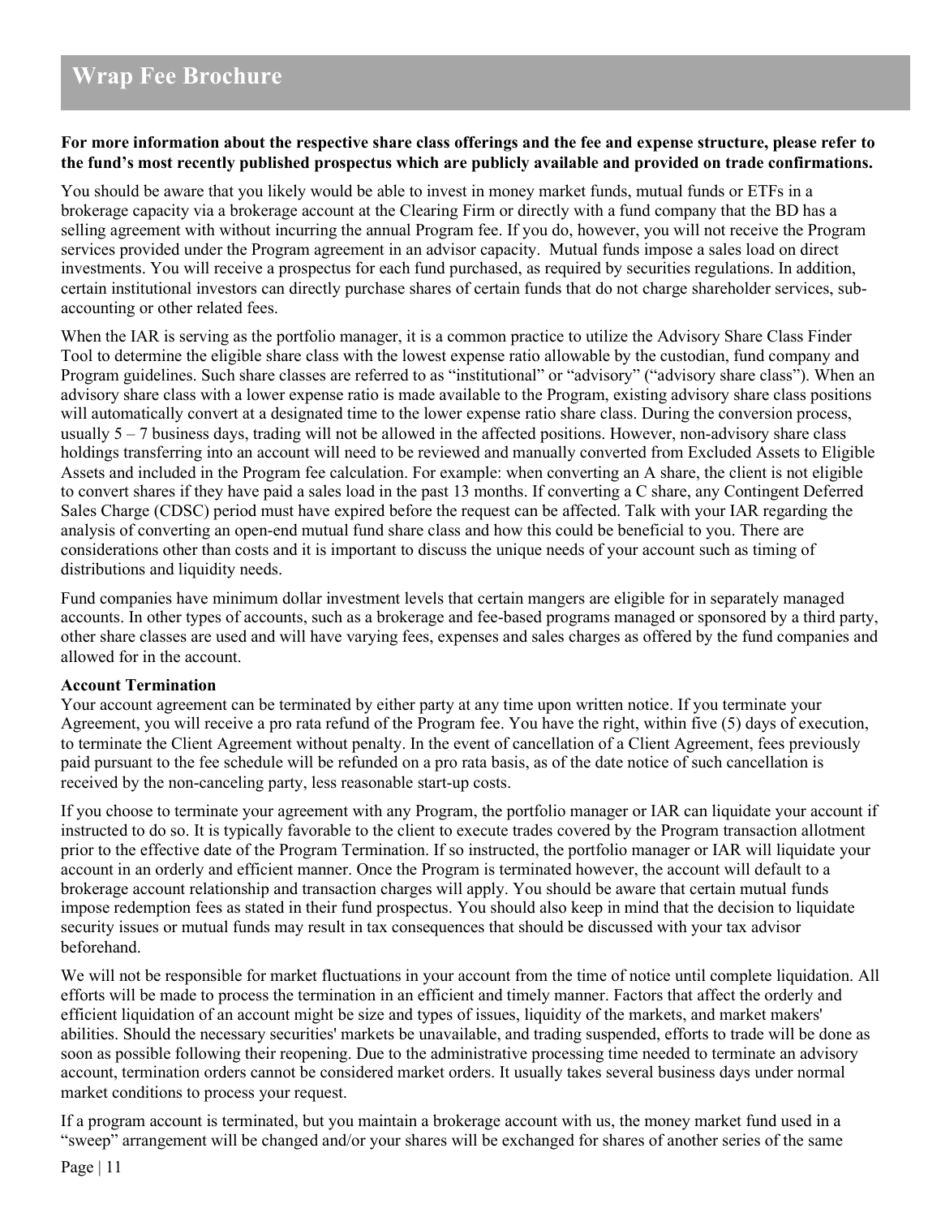**For more information about the respective share class offerings and the fee and expense structure, please refer to the fund's most recently published prospectus which are publicly available and provided on trade confirmations.**

You should be aware that you likely would be able to invest in money market funds, mutual funds or ETFs in a brokerage capacity via a brokerage account at the Clearing Firm or directly with a fund company that the BD has a selling agreement with without incurring the annual Program fee. If you do, however, you will not receive the Program services provided under the Program agreement in an advisor capacity. Mutual funds impose a sales load on direct investments. You will receive a prospectus for each fund purchased, as required by securities regulations. In addition, certain institutional investors can directly purchase shares of certain funds that do not charge shareholder services, sub-accounting or other related fees.

When the IAR is serving as the portfolio manager, it is a common practice to utilize the Advisory Share Class Finder Tool to determine the eligible share class with the lowest expense ratio allowable by the custodian, fund company and Program guidelines. Such share classes are referred to as "institutional" or "advisory" ("advisory share class"). When an advisory share class with a lower expense ratio is made available to the Program, existing advisory share class positions will automatically convert at a designated time to the lower expense ratio share class. During the conversion process, usually 5 – 7 business days, trading will not be allowed in the affected positions. However, non-advisory share class holdings transferring into an account will need to be reviewed and manually converted from Excluded Assets to Eligible Assets and included in the Program fee calculation. For example: when converting an A share, the client is not eligible to convert shares if they have paid a sales load in the past 13 months. If converting a C share, any Contingent Deferred Sales Charge (CDSC) period must have expired before the request can be affected. Talk with your IAR regarding the analysis of converting an open-end mutual fund share class and how this could be beneficial to you. There are considerations other than costs and it is important to discuss the unique needs of your account such as timing of distributions and liquidity needs.

Fund companies have minimum dollar investment levels that certain mangers are eligible for in separately managed accounts. In other types of accounts, such as a brokerage and fee-based programs managed or sponsored by a third party, other share classes are used and will have varying fees, expenses and sales charges as offered by the fund companies and allowed for in the account.

**Account Termination**

Your account agreement can be terminated by either party at any time upon written notice. If you terminate your Agreement, you will receive a pro rata refund of the Program fee. You have the right, within five (5) days of execution, to terminate the Client Agreement without penalty. In the event of cancellation of a Client Agreement, fees previously paid pursuant to the fee schedule will be refunded on a pro rata basis, as of the date notice of such cancellation is received by the non-canceling party, less reasonable start-up costs.

If you choose to terminate your agreement with any Program, the portfolio manager or IAR can liquidate your account if instructed to do so. It is typically favorable to the client to execute trades covered by the Program transaction allotment prior to the effective date of the Program Termination. If so instructed, the portfolio manager or IAR will liquidate your account in an orderly and efficient manner. Once the Program is terminated however, the account will default to a brokerage account relationship and transaction charges will apply. You should be aware that certain mutual funds impose redemption fees as stated in their fund prospectus. You should also keep in mind that the decision to liquidate security issues or mutual funds may result in tax consequences that should be discussed with your tax advisor beforehand.

We will not be responsible for market fluctuations in your account from the time of notice until complete liquidation. All efforts will be made to process the termination in an efficient and timely manner. Factors that affect the orderly and efficient liquidation of an account might be size and types of issues, liquidity of the markets, and market makers' abilities. Should the necessary securities' markets be unavailable, and trading suspended, efforts to trade will be done as soon as possible following their reopening. Due to the administrative processing time needed to terminate an advisory account, termination orders cannot be considered market orders. It usually takes several business days under normal market conditions to process your request.

If a program account is terminated, but you maintain a brokerage account with us, the money market fund used in a "sweep" arrangement will be changed and/or your shares will be exchanged for shares of another series of the same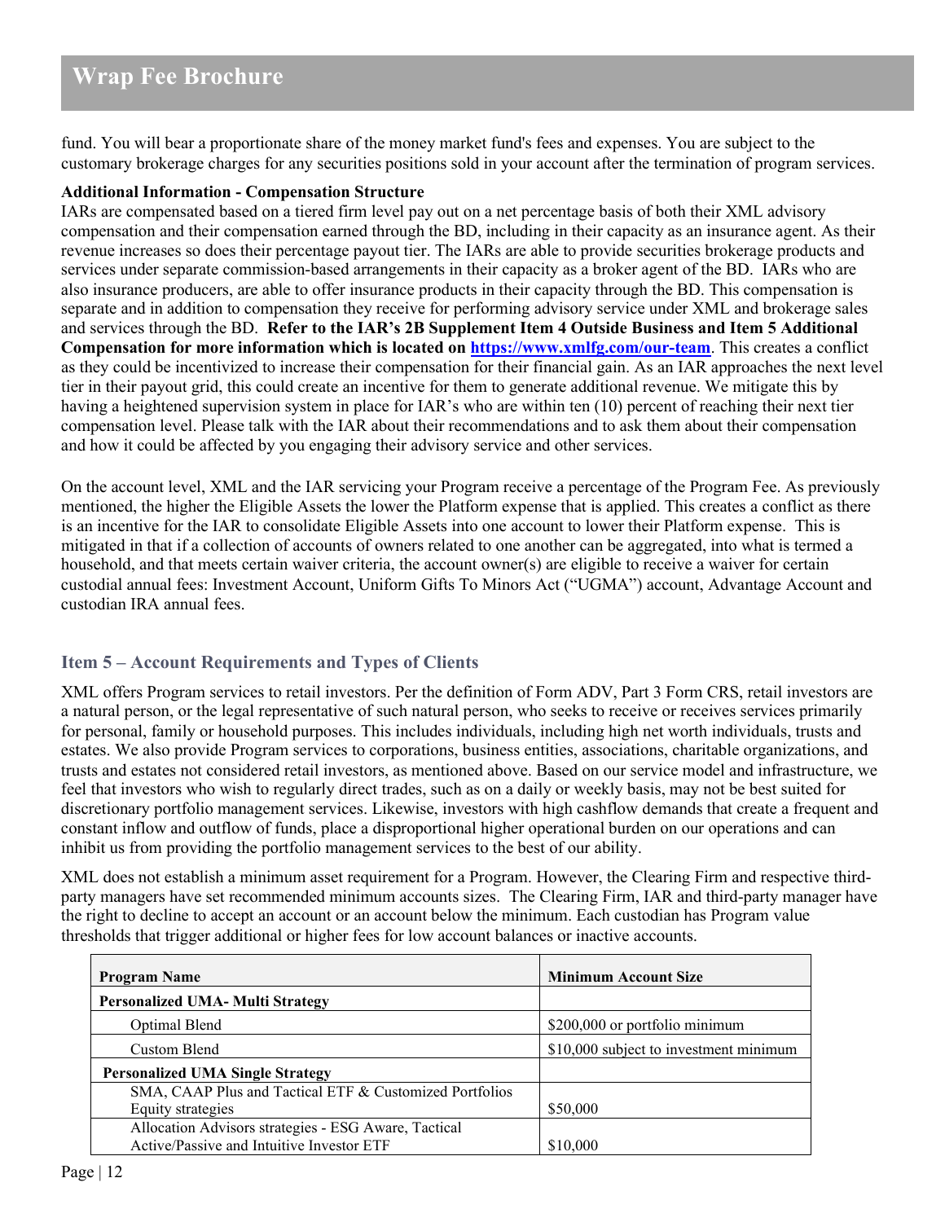fund. You will bear a proportionate share of the money market fund's fees and expenses. You are subject to the customary brokerage charges for any securities positions sold in your account after the termination of program services.

**Additional Information - Compensation Structure**

IARs are compensated based on a tiered firm level pay out on a net percentage basis of both their XML advisory compensation and their compensation earned through the BD, including in their capacity as an insurance agent. As their revenue increases so does their percentage payout tier. The IARs are able to provide securities brokerage products and services under separate commission-based arrangements in their capacity as a broker agent of the BD. IARs who are also insurance producers, are able to offer insurance products in their capacity through the BD. This compensation is separate and in addition to compensation they receive for performing advisory service under XML and brokerage sales and services through the BD. **Refer to the IAR's 2B Supplement Item 4 Outside Business and Item 5 Additional Compensation for more information which is located on [https://www.xmlfg.com/our-team](https://www.xmlfg.com/our-team)**. This creates a conflict as they could be incentivized to increase their compensation for their financial gain. As an IAR approaches the next level tier in their payout grid, this could create an incentive for them to generate additional revenue. We mitigate this by having a heightened supervision system in place for IAR's who are within ten (10) percent of reaching their next tier compensation level. Please talk with the IAR about their recommendations and to ask them about their compensation and how it could be affected by you engaging their advisory service and other services.

On the account level, XML and the IAR servicing your Program receive a percentage of the Program Fee. As previously mentioned, the higher the Eligible Assets the lower the Platform expense that is applied. This creates a conflict as there is an incentive for the IAR to consolidate Eligible Assets into one account to lower their Platform expense. This is mitigated in that if a collection of accounts of owners related to one another can be aggregated, into what is termed a household, and that meets certain waiver criteria, the account owner(s) are eligible to receive a waiver for certain custodial annual fees: Investment Account, Uniform Gifts To Minors Act ("UGMA") account, Advantage Account and custodian IRA annual fees.

## Item 5 – Account Requirements and Types of Clients

XML offers Program services to retail investors. Per the definition of Form ADV, Part 3 Form CRS, retail investors are a natural person, or the legal representative of such natural person, who seeks to receive or receives services primarily for personal, family or household purposes. This includes individuals, including high net worth individuals, trusts and estates. We also provide Program services to corporations, business entities, associations, charitable organizations, and trusts and estates not considered retail investors, as mentioned above. Based on our service model and infrastructure, we feel that investors who wish to regularly direct trades, such as on a daily or weekly basis, may not be best suited for discretionary portfolio management services. Likewise, investors with high cashflow demands that create a frequent and constant inflow and outflow of funds, place a disproportional higher operational burden on our operations and can inhibit us from providing the portfolio management services to the best of our ability.

XML does not establish a minimum asset requirement for a Program. However, the Clearing Firm and respective third-party managers have set recommended minimum accounts sizes. The Clearing Firm, IAR and third-party manager have the right to decline to accept an account or an account below the minimum. Each custodian has Program value thresholds that trigger additional or higher fees for low account balances or inactive accounts.

| Program Name | Minimum Account Size |
|---|---|
| **Personalized UMA- Multi Strategy** | |
| Optimal Blend | $200,000 or portfolio minimum |
| Custom Blend | $10,000 subject to investment minimum |
| **Personalized UMA Single Strategy** | |
| SMA, CAAP Plus and Tactical ETF & Customized Portfolios Equity strategies | $50,000 |
| Allocation Advisors strategies - ESG Aware, Tactical Active/Passive and Intuitive Investor ETF | $10,000 |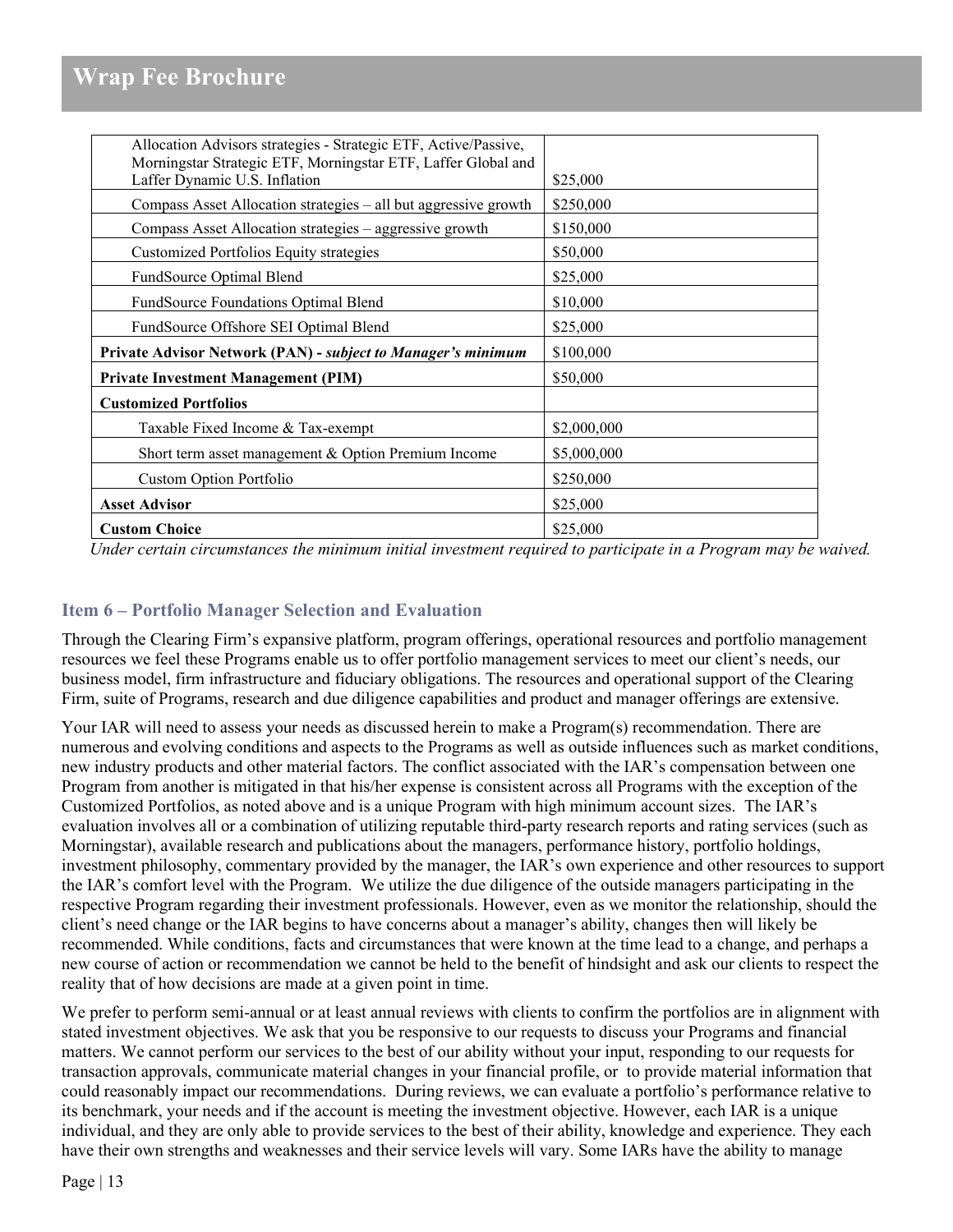| | |
|---|---|
| Allocation Advisors strategies - Strategic ETF, Active/Passive, Morningstar Strategic ETF, Morningstar ETF, Laffer Global and Laffer Dynamic U.S. Inflation | $25,000 |
| Compass Asset Allocation strategies – all but aggressive growth | $250,000 |
| Compass Asset Allocation strategies – aggressive growth | $150,000 |
| Customized Portfolios Equity strategies | $50,000 |
| FundSource Optimal Blend | $25,000 |
| FundSource Foundations Optimal Blend | $10,000 |
| FundSource Offshore SEI Optimal Blend | $25,000 |
| **Private Advisor Network (PAN) -** ***subject to Manager's minimum*** | $100,000 |
| **Private Investment Management (PIM)** | $50,000 |
| **Customized Portfolios** | |
| Taxable Fixed Income & Tax-exempt | $2,000,000 |
| Short term asset management & Option Premium Income | $5,000,000 |
| Custom Option Portfolio | $250,000 |
| **Asset Advisor** | $25,000 |
| **Custom Choice** | $25,000 |

*Under certain circumstances the minimum initial investment required to participate in a Program may be waived.*

## Item 6 – Portfolio Manager Selection and Evaluation

Through the Clearing Firm's expansive platform, program offerings, operational resources and portfolio management resources we feel these Programs enable us to offer portfolio management services to meet our client's needs, our business model, firm infrastructure and fiduciary obligations. The resources and operational support of the Clearing Firm, suite of Programs, research and due diligence capabilities and product and manager offerings are extensive.

Your IAR will need to assess your needs as discussed herein to make a Program(s) recommendation. There are numerous and evolving conditions and aspects to the Programs as well as outside influences such as market conditions, new industry products and other material factors. The conflict associated with the IAR's compensation between one Program from another is mitigated in that his/her expense is consistent across all Programs with the exception of the Customized Portfolios, as noted above and is a unique Program with high minimum account sizes. The IAR's evaluation involves all or a combination of utilizing reputable third-party research reports and rating services (such as Morningstar), available research and publications about the managers, performance history, portfolio holdings, investment philosophy, commentary provided by the manager, the IAR's own experience and other resources to support the IAR's comfort level with the Program. We utilize the due diligence of the outside managers participating in the respective Program regarding their investment professionals. However, even as we monitor the relationship, should the client's need change or the IAR begins to have concerns about a manager's ability, changes then will likely be recommended. While conditions, facts and circumstances that were known at the time lead to a change, and perhaps a new course of action or recommendation we cannot be held to the benefit of hindsight and ask our clients to respect the reality that of how decisions are made at a given point in time.

We prefer to perform semi-annual or at least annual reviews with clients to confirm the portfolios are in alignment with stated investment objectives. We ask that you be responsive to our requests to discuss your Programs and financial matters. We cannot perform our services to the best of our ability without your input, responding to our requests for transaction approvals, communicate material changes in your financial profile, or to provide material information that could reasonably impact our recommendations. During reviews, we can evaluate a portfolio's performance relative to its benchmark, your needs and if the account is meeting the investment objective. However, each IAR is a unique individual, and they are only able to provide services to the best of their ability, knowledge and experience. They each have their own strengths and weaknesses and their service levels will vary. Some IARs have the ability to manage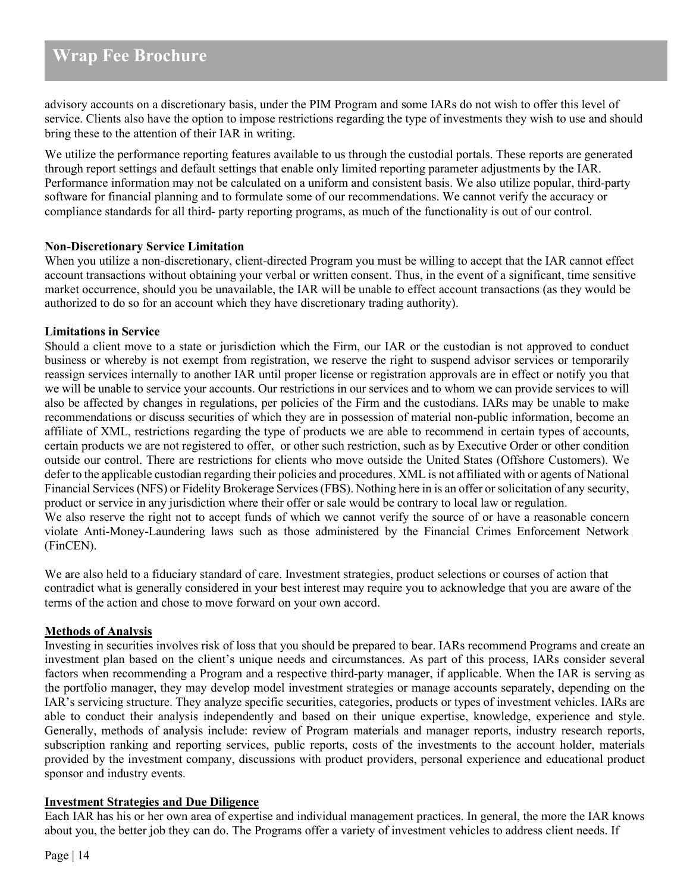advisory accounts on a discretionary basis, under the PIM Program and some IARs do not wish to offer this level of service. Clients also have the option to impose restrictions regarding the type of investments they wish to use and should bring these to the attention of their IAR in writing.

We utilize the performance reporting features available to us through the custodial portals. These reports are generated through report settings and default settings that enable only limited reporting parameter adjustments by the IAR. Performance information may not be calculated on a uniform and consistent basis. We also utilize popular, third-party software for financial planning and to formulate some of our recommendations. We cannot verify the accuracy or compliance standards for all third- party reporting programs, as much of the functionality is out of our control.

**Non-Discretionary Service Limitation**

When you utilize a non-discretionary, client-directed Program you must be willing to accept that the IAR cannot effect account transactions without obtaining your verbal or written consent. Thus, in the event of a significant, time sensitive market occurrence, should you be unavailable, the IAR will be unable to effect account transactions (as they would be authorized to do so for an account which they have discretionary trading authority).

**Limitations in Service**

Should a client move to a state or jurisdiction which the Firm, our IAR or the custodian is not approved to conduct business or whereby is not exempt from registration, we reserve the right to suspend advisor services or temporarily reassign services internally to another IAR until proper license or registration approvals are in effect or notify you that we will be unable to service your accounts. Our restrictions in our services and to whom we can provide services to will also be affected by changes in regulations, per policies of the Firm and the custodians. IARs may be unable to make recommendations or discuss securities of which they are in possession of material non-public information, become an affiliate of XML, restrictions regarding the type of products we are able to recommend in certain types of accounts, certain products we are not registered to offer, or other such restriction, such as by Executive Order or other condition outside our control. There are restrictions for clients who move outside the United States (Offshore Customers). We defer to the applicable custodian regarding their policies and procedures. XML is not affiliated with or agents of National Financial Services (NFS) or Fidelity Brokerage Services (FBS). Nothing here in is an offer or solicitation of any security, product or service in any jurisdiction where their offer or sale would be contrary to local law or regulation.

We also reserve the right not to accept funds of which we cannot verify the source of or have a reasonable concern violate Anti-Money-Laundering laws such as those administered by the Financial Crimes Enforcement Network (FinCEN).

We are also held to a fiduciary standard of care. Investment strategies, product selections or courses of action that contradict what is generally considered in your best interest may require you to acknowledge that you are aware of the terms of the action and chose to move forward on your own accord.

**Methods of Analysis**

Investing in securities involves risk of loss that you should be prepared to bear. IARs recommend Programs and create an investment plan based on the client's unique needs and circumstances. As part of this process, IARs consider several factors when recommending a Program and a respective third-party manager, if applicable. When the IAR is serving as the portfolio manager, they may develop model investment strategies or manage accounts separately, depending on the IAR's servicing structure. They analyze specific securities, categories, products or types of investment vehicles. IARs are able to conduct their analysis independently and based on their unique expertise, knowledge, experience and style. Generally, methods of analysis include: review of Program materials and manager reports, industry research reports, subscription ranking and reporting services, public reports, costs of the investments to the account holder, materials provided by the investment company, discussions with product providers, personal experience and educational product sponsor and industry events.

**Investment Strategies and Due Diligence**

Each IAR has his or her own area of expertise and individual management practices. In general, the more the IAR knows about you, the better job they can do. The Programs offer a variety of investment vehicles to address client needs. If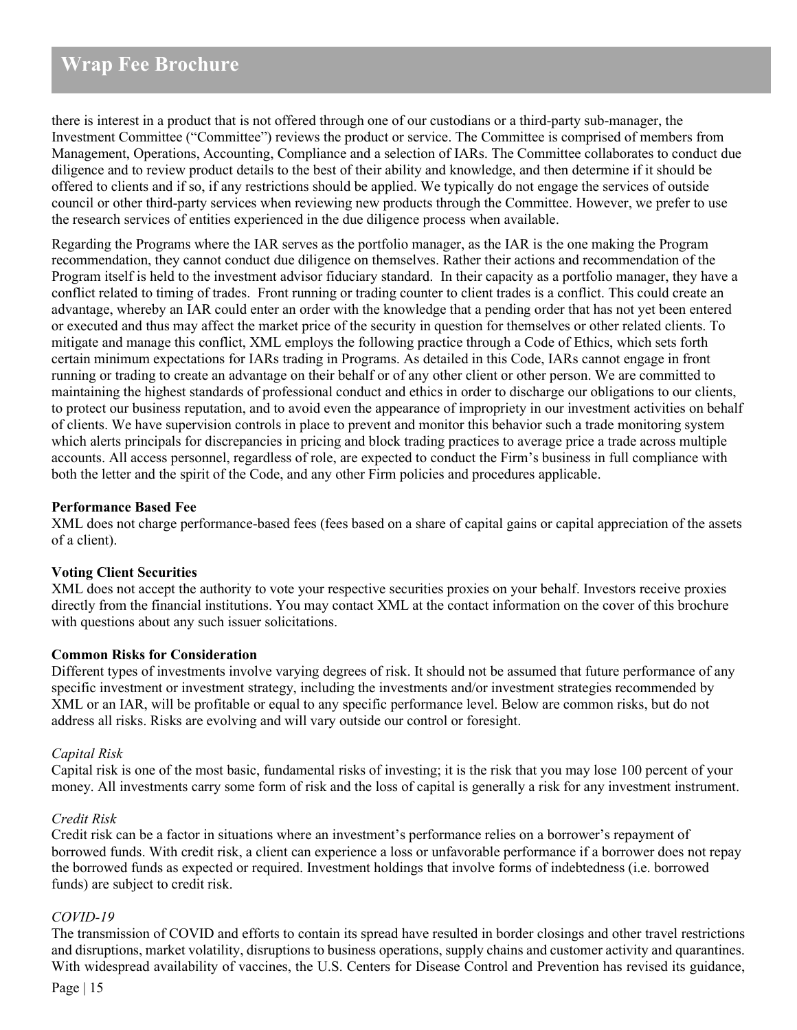there is interest in a product that is not offered through one of our custodians or a third-party sub-manager, the Investment Committee ("Committee") reviews the product or service. The Committee is comprised of members from Management, Operations, Accounting, Compliance and a selection of IARs. The Committee collaborates to conduct due diligence and to review product details to the best of their ability and knowledge, and then determine if it should be offered to clients and if so, if any restrictions should be applied. We typically do not engage the services of outside council or other third-party services when reviewing new products through the Committee. However, we prefer to use the research services of entities experienced in the due diligence process when available.

Regarding the Programs where the IAR serves as the portfolio manager, as the IAR is the one making the Program recommendation, they cannot conduct due diligence on themselves. Rather their actions and recommendation of the Program itself is held to the investment advisor fiduciary standard. In their capacity as a portfolio manager, they have a conflict related to timing of trades. Front running or trading counter to client trades is a conflict. This could create an advantage, whereby an IAR could enter an order with the knowledge that a pending order that has not yet been entered or executed and thus may affect the market price of the security in question for themselves or other related clients. To mitigate and manage this conflict, XML employs the following practice through a Code of Ethics, which sets forth certain minimum expectations for IARs trading in Programs. As detailed in this Code, IARs cannot engage in front running or trading to create an advantage on their behalf or of any other client or other person. We are committed to maintaining the highest standards of professional conduct and ethics in order to discharge our obligations to our clients, to protect our business reputation, and to avoid even the appearance of impropriety in our investment activities on behalf of clients. We have supervision controls in place to prevent and monitor this behavior such a trade monitoring system which alerts principals for discrepancies in pricing and block trading practices to average price a trade across multiple accounts. All access personnel, regardless of role, are expected to conduct the Firm's business in full compliance with both the letter and the spirit of the Code, and any other Firm policies and procedures applicable.

**Performance Based Fee**

XML does not charge performance-based fees (fees based on a share of capital gains or capital appreciation of the assets of a client).

**Voting Client Securities**

XML does not accept the authority to vote your respective securities proxies on your behalf. Investors receive proxies directly from the financial institutions. You may contact XML at the contact information on the cover of this brochure with questions about any such issuer solicitations.

**Common Risks for Consideration**

Different types of investments involve varying degrees of risk. It should not be assumed that future performance of any specific investment or investment strategy, including the investments and/or investment strategies recommended by XML or an IAR, will be profitable or equal to any specific performance level. Below are common risks, but do not address all risks. Risks are evolving and will vary outside our control or foresight.

*Capital Risk*

Capital risk is one of the most basic, fundamental risks of investing; it is the risk that you may lose 100 percent of your money. All investments carry some form of risk and the loss of capital is generally a risk for any investment instrument.

*Credit Risk*

Credit risk can be a factor in situations where an investment's performance relies on a borrower's repayment of borrowed funds. With credit risk, a client can experience a loss or unfavorable performance if a borrower does not repay the borrowed funds as expected or required. Investment holdings that involve forms of indebtedness (i.e. borrowed funds) are subject to credit risk.

*COVID-19*

The transmission of COVID and efforts to contain its spread have resulted in border closings and other travel restrictions and disruptions, market volatility, disruptions to business operations, supply chains and customer activity and quarantines. With widespread availability of vaccines, the U.S. Centers for Disease Control and Prevention has revised its guidance,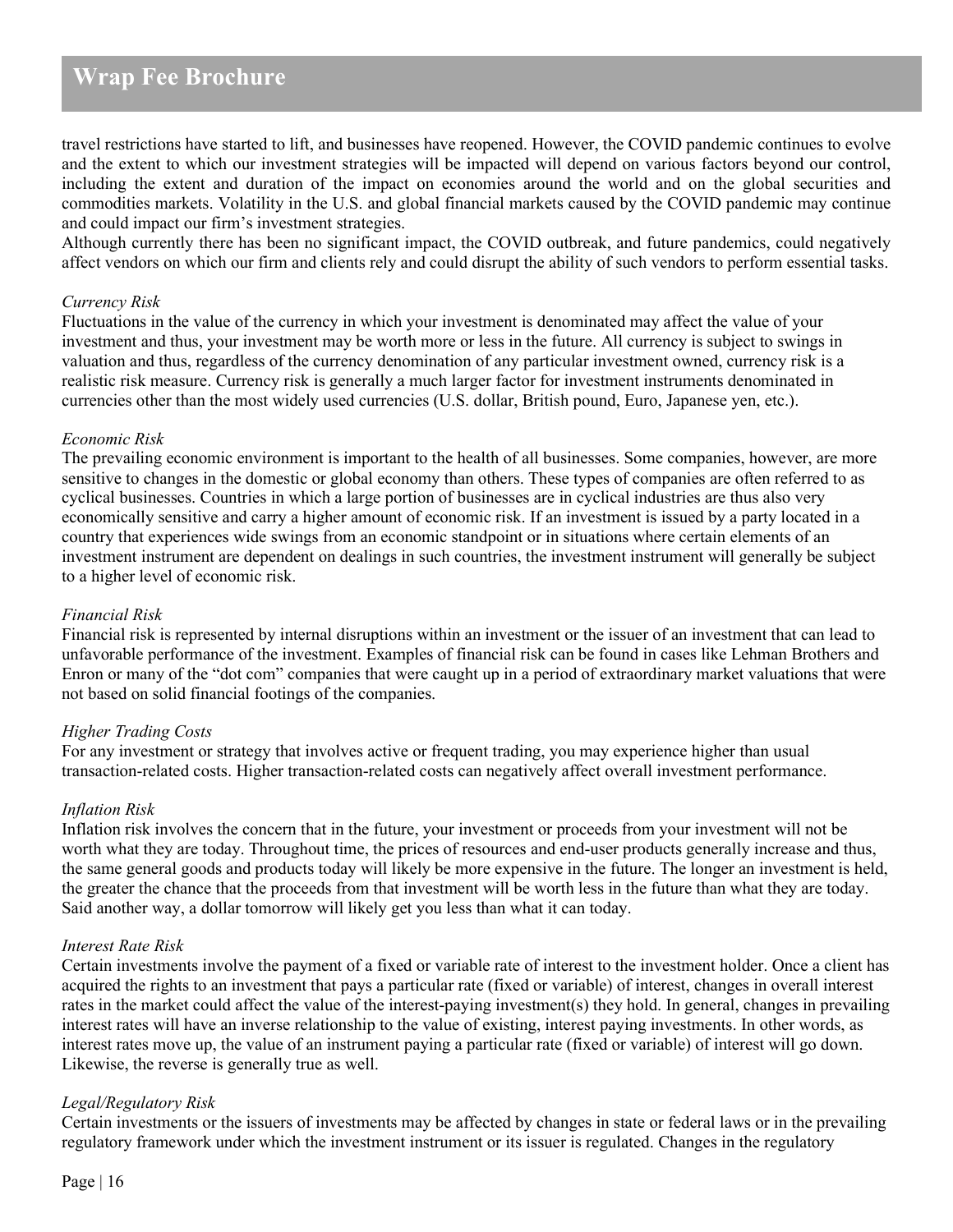travel restrictions have started to lift, and businesses have reopened. However, the COVID pandemic continues to evolve and the extent to which our investment strategies will be impacted will depend on various factors beyond our control, including the extent and duration of the impact on economies around the world and on the global securities and commodities markets. Volatility in the U.S. and global financial markets caused by the COVID pandemic may continue and could impact our firm's investment strategies.

Although currently there has been no significant impact, the COVID outbreak, and future pandemics, could negatively affect vendors on which our firm and clients rely and could disrupt the ability of such vendors to perform essential tasks.

*Currency Risk*

Fluctuations in the value of the currency in which your investment is denominated may affect the value of your investment and thus, your investment may be worth more or less in the future. All currency is subject to swings in valuation and thus, regardless of the currency denomination of any particular investment owned, currency risk is a realistic risk measure. Currency risk is generally a much larger factor for investment instruments denominated in currencies other than the most widely used currencies (U.S. dollar, British pound, Euro, Japanese yen, etc.).

*Economic Risk*

The prevailing economic environment is important to the health of all businesses. Some companies, however, are more sensitive to changes in the domestic or global economy than others. These types of companies are often referred to as cyclical businesses. Countries in which a large portion of businesses are in cyclical industries are thus also very economically sensitive and carry a higher amount of economic risk. If an investment is issued by a party located in a country that experiences wide swings from an economic standpoint or in situations where certain elements of an investment instrument are dependent on dealings in such countries, the investment instrument will generally be subject to a higher level of economic risk.

*Financial Risk*

Financial risk is represented by internal disruptions within an investment or the issuer of an investment that can lead to unfavorable performance of the investment. Examples of financial risk can be found in cases like Lehman Brothers and Enron or many of the "dot com" companies that were caught up in a period of extraordinary market valuations that were not based on solid financial footings of the companies.

*Higher Trading Costs*

For any investment or strategy that involves active or frequent trading, you may experience higher than usual transaction-related costs. Higher transaction-related costs can negatively affect overall investment performance.

*Inflation Risk*

Inflation risk involves the concern that in the future, your investment or proceeds from your investment will not be worth what they are today. Throughout time, the prices of resources and end-user products generally increase and thus, the same general goods and products today will likely be more expensive in the future. The longer an investment is held, the greater the chance that the proceeds from that investment will be worth less in the future than what they are today. Said another way, a dollar tomorrow will likely get you less than what it can today.

*Interest Rate Risk*

Certain investments involve the payment of a fixed or variable rate of interest to the investment holder. Once a client has acquired the rights to an investment that pays a particular rate (fixed or variable) of interest, changes in overall interest rates in the market could affect the value of the interest-paying investment(s) they hold. In general, changes in prevailing interest rates will have an inverse relationship to the value of existing, interest paying investments. In other words, as interest rates move up, the value of an instrument paying a particular rate (fixed or variable) of interest will go down. Likewise, the reverse is generally true as well.

*Legal/Regulatory Risk*

Certain investments or the issuers of investments may be affected by changes in state or federal laws or in the prevailing regulatory framework under which the investment instrument or its issuer is regulated. Changes in the regulatory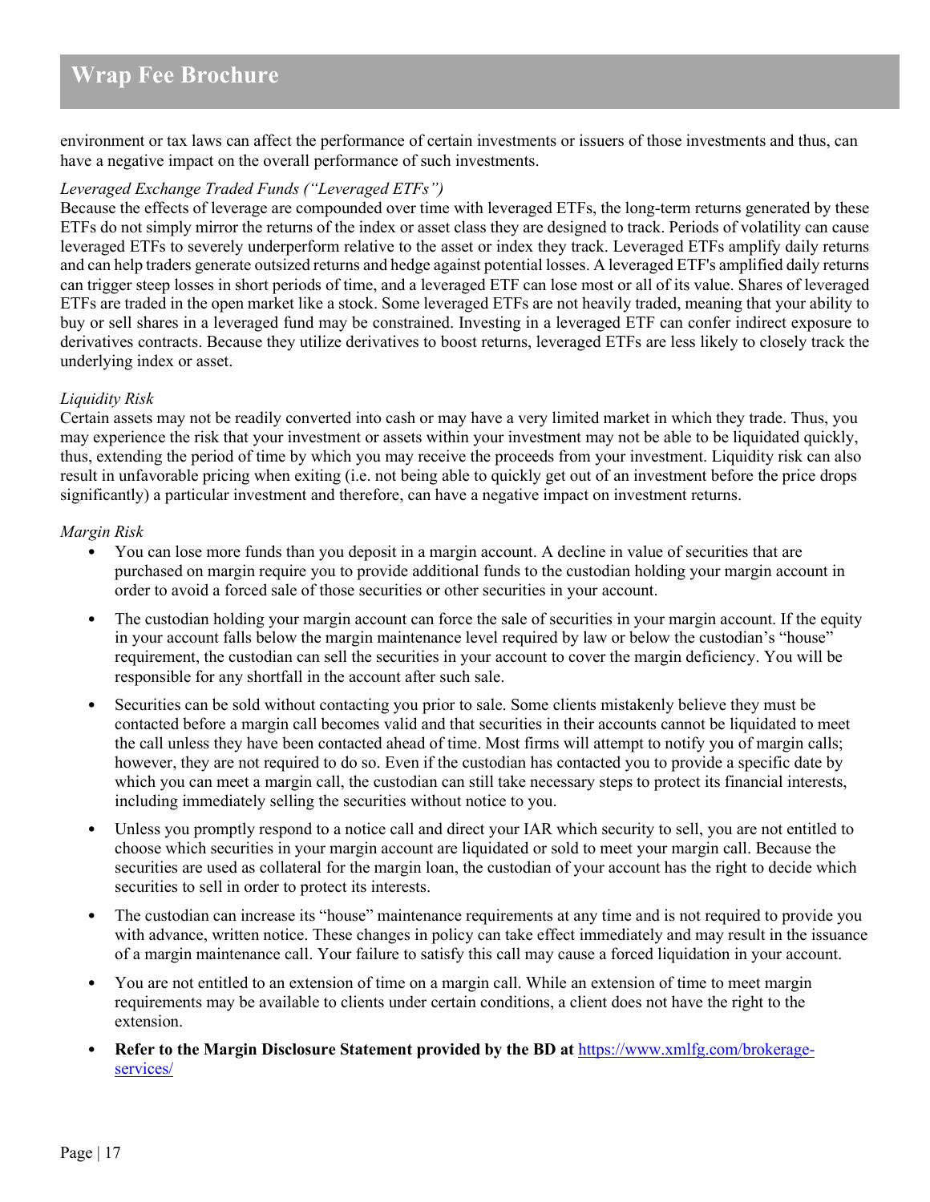environment or tax laws can affect the performance of certain investments or issuers of those investments and thus, can have a negative impact on the overall performance of such investments.

*Leveraged Exchange Traded Funds ("Leveraged ETFs")*

Because the effects of leverage are compounded over time with leveraged ETFs, the long-term returns generated by these ETFs do not simply mirror the returns of the index or asset class they are designed to track. Periods of volatility can cause leveraged ETFs to severely underperform relative to the asset or index they track. Leveraged ETFs amplify daily returns and can help traders generate outsized returns and hedge against potential losses. A leveraged ETF's amplified daily returns can trigger steep losses in short periods of time, and a leveraged ETF can lose most or all of its value. Shares of leveraged ETFs are traded in the open market like a stock. Some leveraged ETFs are not heavily traded, meaning that your ability to buy or sell shares in a leveraged fund may be constrained. Investing in a leveraged ETF can confer indirect exposure to derivatives contracts. Because they utilize derivatives to boost returns, leveraged ETFs are less likely to closely track the underlying index or asset.

*Liquidity Risk*

Certain assets may not be readily converted into cash or may have a very limited market in which they trade. Thus, you may experience the risk that your investment or assets within your investment may not be able to be liquidated quickly, thus, extending the period of time by which you may receive the proceeds from your investment. Liquidity risk can also result in unfavorable pricing when exiting (i.e. not being able to quickly get out of an investment before the price drops significantly) a particular investment and therefore, can have a negative impact on investment returns.

*Margin Risk*

- You can lose more funds than you deposit in a margin account. A decline in value of securities that are purchased on margin require you to provide additional funds to the custodian holding your margin account in order to avoid a forced sale of those securities or other securities in your account.
- The custodian holding your margin account can force the sale of securities in your margin account. If the equity in your account falls below the margin maintenance level required by law or below the custodian's "house" requirement, the custodian can sell the securities in your account to cover the margin deficiency. You will be responsible for any shortfall in the account after such sale.
- Securities can be sold without contacting you prior to sale. Some clients mistakenly believe they must be contacted before a margin call becomes valid and that securities in their accounts cannot be liquidated to meet the call unless they have been contacted ahead of time. Most firms will attempt to notify you of margin calls; however, they are not required to do so. Even if the custodian has contacted you to provide a specific date by which you can meet a margin call, the custodian can still take necessary steps to protect its financial interests, including immediately selling the securities without notice to you.
- Unless you promptly respond to a notice call and direct your IAR which security to sell, you are not entitled to choose which securities in your margin account are liquidated or sold to meet your margin call. Because the securities are used as collateral for the margin loan, the custodian of your account has the right to decide which securities to sell in order to protect its interests.
- The custodian can increase its "house" maintenance requirements at any time and is not required to provide you with advance, written notice. These changes in policy can take effect immediately and may result in the issuance of a margin maintenance call. Your failure to satisfy this call may cause a forced liquidation in your account.
- You are not entitled to an extension of time on a margin call. While an extension of time to meet margin requirements may be available to clients under certain conditions, a client does not have the right to the extension.
- **Refer to the Margin Disclosure Statement provided by the BD at** [https://www.xmlfg.com/brokerage-services/](https://www.xmlfg.com/brokerage-services/)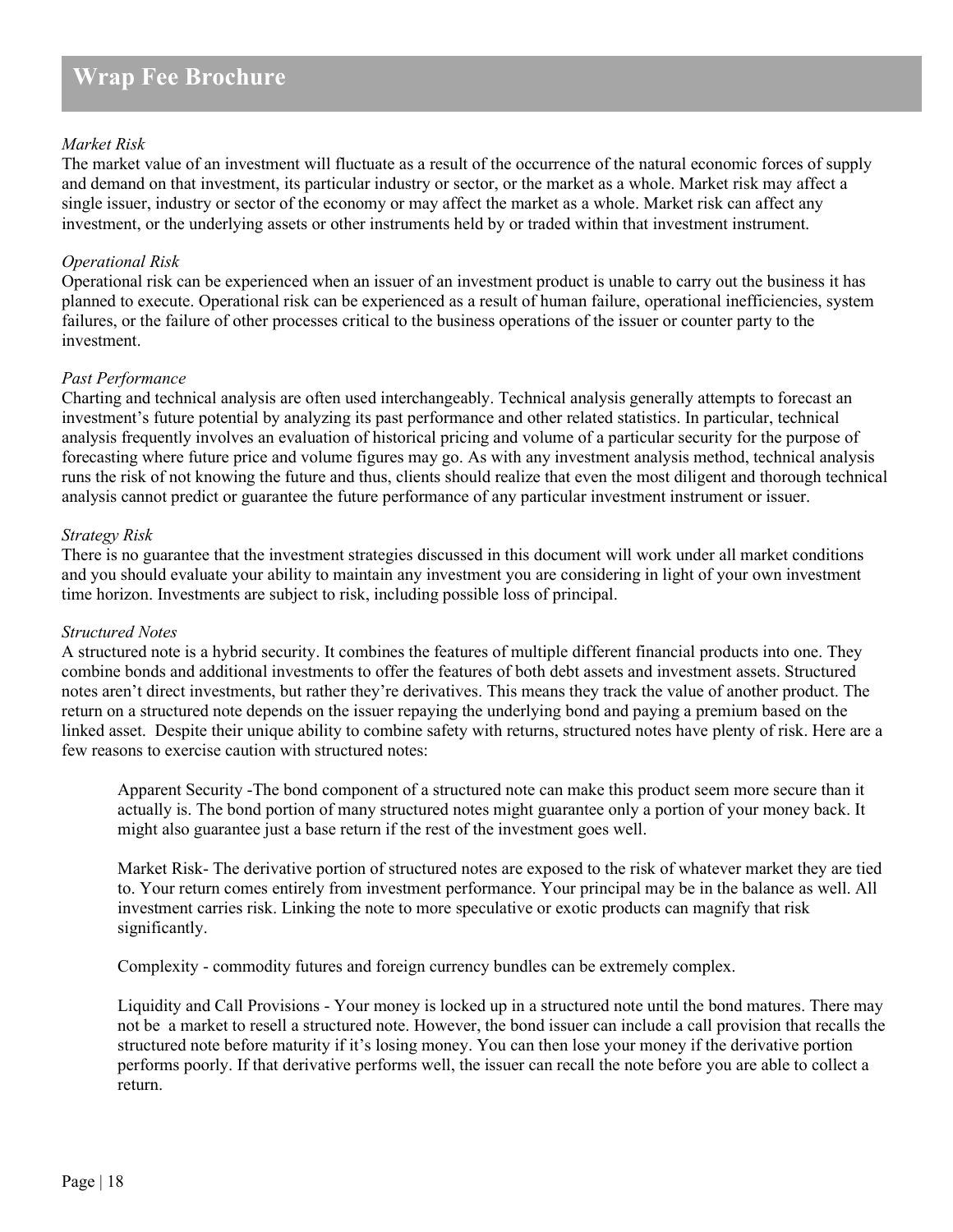*Market Risk*
The market value of an investment will fluctuate as a result of the occurrence of the natural economic forces of supply and demand on that investment, its particular industry or sector, or the market as a whole. Market risk may affect a single issuer, industry or sector of the economy or may affect the market as a whole. Market risk can affect any investment, or the underlying assets or other instruments held by or traded within that investment instrument.

*Operational Risk*
Operational risk can be experienced when an issuer of an investment product is unable to carry out the business it has planned to execute. Operational risk can be experienced as a result of human failure, operational inefficiencies, system failures, or the failure of other processes critical to the business operations of the issuer or counter party to the investment.

*Past Performance*
Charting and technical analysis are often used interchangeably. Technical analysis generally attempts to forecast an investment's future potential by analyzing its past performance and other related statistics. In particular, technical analysis frequently involves an evaluation of historical pricing and volume of a particular security for the purpose of forecasting where future price and volume figures may go. As with any investment analysis method, technical analysis runs the risk of not knowing the future and thus, clients should realize that even the most diligent and thorough technical analysis cannot predict or guarantee the future performance of any particular investment instrument or issuer.

*Strategy Risk*
There is no guarantee that the investment strategies discussed in this document will work under all market conditions and you should evaluate your ability to maintain any investment you are considering in light of your own investment time horizon. Investments are subject to risk, including possible loss of principal.

*Structured Notes*
A structured note is a hybrid security. It combines the features of multiple different financial products into one. They combine bonds and additional investments to offer the features of both debt assets and investment assets. Structured notes aren't direct investments, but rather they're derivatives. This means they track the value of another product. The return on a structured note depends on the issuer repaying the underlying bond and paying a premium based on the linked asset. Despite their unique ability to combine safety with returns, structured notes have plenty of risk. Here are a few reasons to exercise caution with structured notes:

> Apparent Security -The bond component of a structured note can make this product seem more secure than it actually is. The bond portion of many structured notes might guarantee only a portion of your money back. It might also guarantee just a base return if the rest of the investment goes well.
>
> Market Risk- The derivative portion of structured notes are exposed to the risk of whatever market they are tied to. Your return comes entirely from investment performance. Your principal may be in the balance as well. All investment carries risk. Linking the note to more speculative or exotic products can magnify that risk significantly.
>
> Complexity - commodity futures and foreign currency bundles can be extremely complex.
>
> Liquidity and Call Provisions - Your money is locked up in a structured note until the bond matures. There may not be a market to resell a structured note. However, the bond issuer can include a call provision that recalls the structured note before maturity if it's losing money. You can then lose your money if the derivative portion performs poorly. If that derivative performs well, the issuer can recall the note before you are able to collect a return.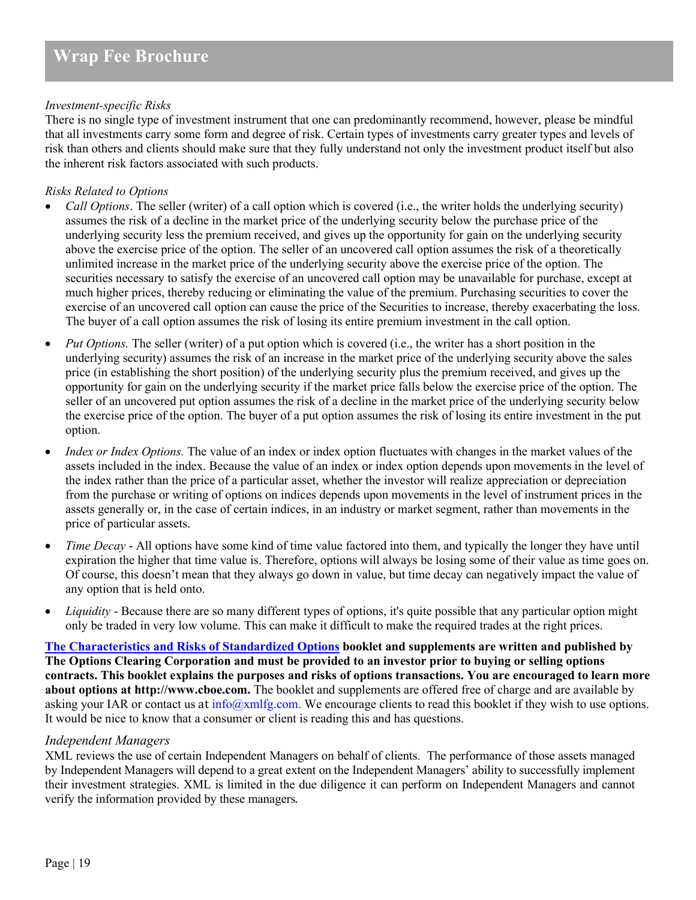*Investment-specific Risks*

There is no single type of investment instrument that one can predominantly recommend, however, please be mindful that all investments carry some form and degree of risk. Certain types of investments carry greater types and levels of risk than others and clients should make sure that they fully understand not only the investment product itself but also the inherent risk factors associated with such products.

*Risks Related to Options*

- *Call Options*. The seller (writer) of a call option which is covered (i.e., the writer holds the underlying security) assumes the risk of a decline in the market price of the underlying security below the purchase price of the underlying security less the premium received, and gives up the opportunity for gain on the underlying security above the exercise price of the option. The seller of an uncovered call option assumes the risk of a theoretically unlimited increase in the market price of the underlying security above the exercise price of the option. The securities necessary to satisfy the exercise of an uncovered call option may be unavailable for purchase, except at much higher prices, thereby reducing or eliminating the value of the premium. Purchasing securities to cover the exercise of an uncovered call option can cause the price of the Securities to increase, thereby exacerbating the loss. The buyer of a call option assumes the risk of losing its entire premium investment in the call option.
- *Put Options.* The seller (writer) of a put option which is covered (i.e., the writer has a short position in the underlying security) assumes the risk of an increase in the market price of the underlying security above the sales price (in establishing the short position) of the underlying security plus the premium received, and gives up the opportunity for gain on the underlying security if the market price falls below the exercise price of the option. The seller of an uncovered put option assumes the risk of a decline in the market price of the underlying security below the exercise price of the option. The buyer of a put option assumes the risk of losing its entire investment in the put option.
- *Index or Index Options.* The value of an index or index option fluctuates with changes in the market values of the assets included in the index. Because the value of an index or index option depends upon movements in the level of the index rather than the price of a particular asset, whether the investor will realize appreciation or depreciation from the purchase or writing of options on indices depends upon movements in the level of instrument prices in the assets generally or, in the case of certain indices, in an industry or market segment, rather than movements in the price of particular assets.
- *Time Decay* - All options have some kind of time value factored into them, and typically the longer they have until expiration the higher that time value is. Therefore, options will always be losing some of their value as time goes on. Of course, this doesn't mean that they always go down in value, but time decay can negatively impact the value of any option that is held onto.
- *Liquidity* - Because there are so many different types of options, it's quite possible that any particular option might only be traded in very low volume. This can make it difficult to make the required trades at the right prices.

**[The Characteristics and Risks of Standardized Options](#) booklet and supplements are written and published by The Options Clearing Corporation and must be provided to an investor prior to buying or selling options contracts. This booklet explains the purposes and risks of options transactions. You are encouraged to learn more about options at http://www.cboe.com.** The booklet and supplements are offered free of charge and are available by asking your IAR or contact us at info@xmlfg.com. We encourage clients to read this booklet if they wish to use options. It would be nice to know that a consumer or client is reading this and has questions.

*Independent Managers*

XML reviews the use of certain Independent Managers on behalf of clients. The performance of those assets managed by Independent Managers will depend to a great extent on the Independent Managers' ability to successfully implement their investment strategies. XML is limited in the due diligence it can perform on Independent Managers and cannot verify the information provided by these managers.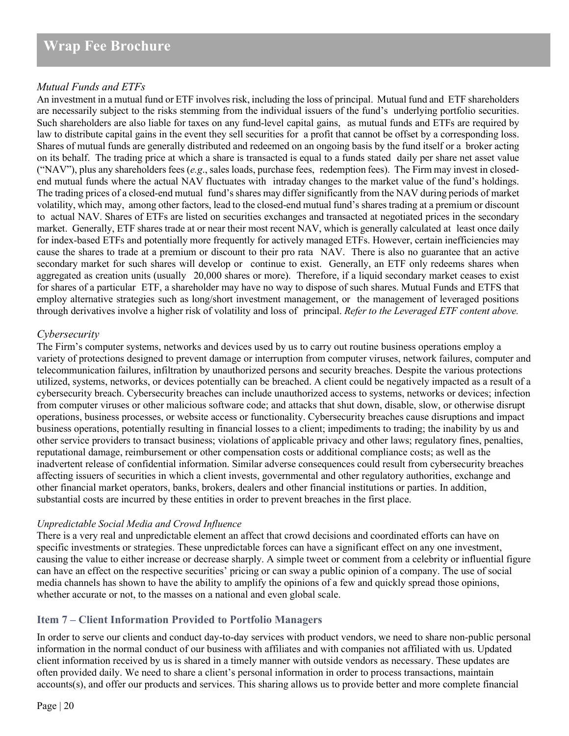*Mutual Funds and ETFs*

An investment in a mutual fund or ETF involves risk, including the loss of principal. Mutual fund and ETF shareholders are necessarily subject to the risks stemming from the individual issuers of the fund's underlying portfolio securities. Such shareholders are also liable for taxes on any fund-level capital gains, as mutual funds and ETFs are required by law to distribute capital gains in the event they sell securities for a profit that cannot be offset by a corresponding loss. Shares of mutual funds are generally distributed and redeemed on an ongoing basis by the fund itself or a broker acting on its behalf. The trading price at which a share is transacted is equal to a funds stated daily per share net asset value ("NAV"), plus any shareholders fees (*e.g*., sales loads, purchase fees, redemption fees). The Firm may invest in closed-end mutual funds where the actual NAV fluctuates with intraday changes to the market value of the fund's holdings. The trading prices of a closed-end mutual fund's shares may differ significantly from the NAV during periods of market volatility, which may, among other factors, lead to the closed-end mutual fund's shares trading at a premium or discount to actual NAV. Shares of ETFs are listed on securities exchanges and transacted at negotiated prices in the secondary market. Generally, ETF shares trade at or near their most recent NAV, which is generally calculated at least once daily for index-based ETFs and potentially more frequently for actively managed ETFs. However, certain inefficiencies may cause the shares to trade at a premium or discount to their pro rata NAV. There is also no guarantee that an active secondary market for such shares will develop or continue to exist. Generally, an ETF only redeems shares when aggregated as creation units (usually 20,000 shares or more). Therefore, if a liquid secondary market ceases to exist for shares of a particular ETF, a shareholder may have no way to dispose of such shares. Mutual Funds and ETFS that employ alternative strategies such as long/short investment management, or the management of leveraged positions through derivatives involve a higher risk of volatility and loss of principal. *Refer to the Leveraged ETF content above.*

*Cybersecurity*

The Firm's computer systems, networks and devices used by us to carry out routine business operations employ a variety of protections designed to prevent damage or interruption from computer viruses, network failures, computer and telecommunication failures, infiltration by unauthorized persons and security breaches. Despite the various protections utilized, systems, networks, or devices potentially can be breached. A client could be negatively impacted as a result of a cybersecurity breach. Cybersecurity breaches can include unauthorized access to systems, networks or devices; infection from computer viruses or other malicious software code; and attacks that shut down, disable, slow, or otherwise disrupt operations, business processes, or website access or functionality. Cybersecurity breaches cause disruptions and impact business operations, potentially resulting in financial losses to a client; impediments to trading; the inability by us and other service providers to transact business; violations of applicable privacy and other laws; regulatory fines, penalties, reputational damage, reimbursement or other compensation costs or additional compliance costs; as well as the inadvertent release of confidential information. Similar adverse consequences could result from cybersecurity breaches affecting issuers of securities in which a client invests, governmental and other regulatory authorities, exchange and other financial market operators, banks, brokers, dealers and other financial institutions or parties. In addition, substantial costs are incurred by these entities in order to prevent breaches in the first place.

*Unpredictable Social Media and Crowd Influence*

There is a very real and unpredictable element an affect that crowd decisions and coordinated efforts can have on specific investments or strategies. These unpredictable forces can have a significant effect on any one investment, causing the value to either increase or decrease sharply. A simple tweet or comment from a celebrity or influential figure can have an effect on the respective securities' pricing or can sway a public opinion of a company. The use of social media channels has shown to have the ability to amplify the opinions of a few and quickly spread those opinions, whether accurate or not, to the masses on a national and even global scale.

## Item 7 – Client Information Provided to Portfolio Managers

In order to serve our clients and conduct day-to-day services with product vendors, we need to share non-public personal information in the normal conduct of our business with affiliates and with companies not affiliated with us. Updated client information received by us is shared in a timely manner with outside vendors as necessary. These updates are often provided daily. We need to share a client's personal information in order to process transactions, maintain accounts(s), and offer our products and services. This sharing allows us to provide better and more complete financial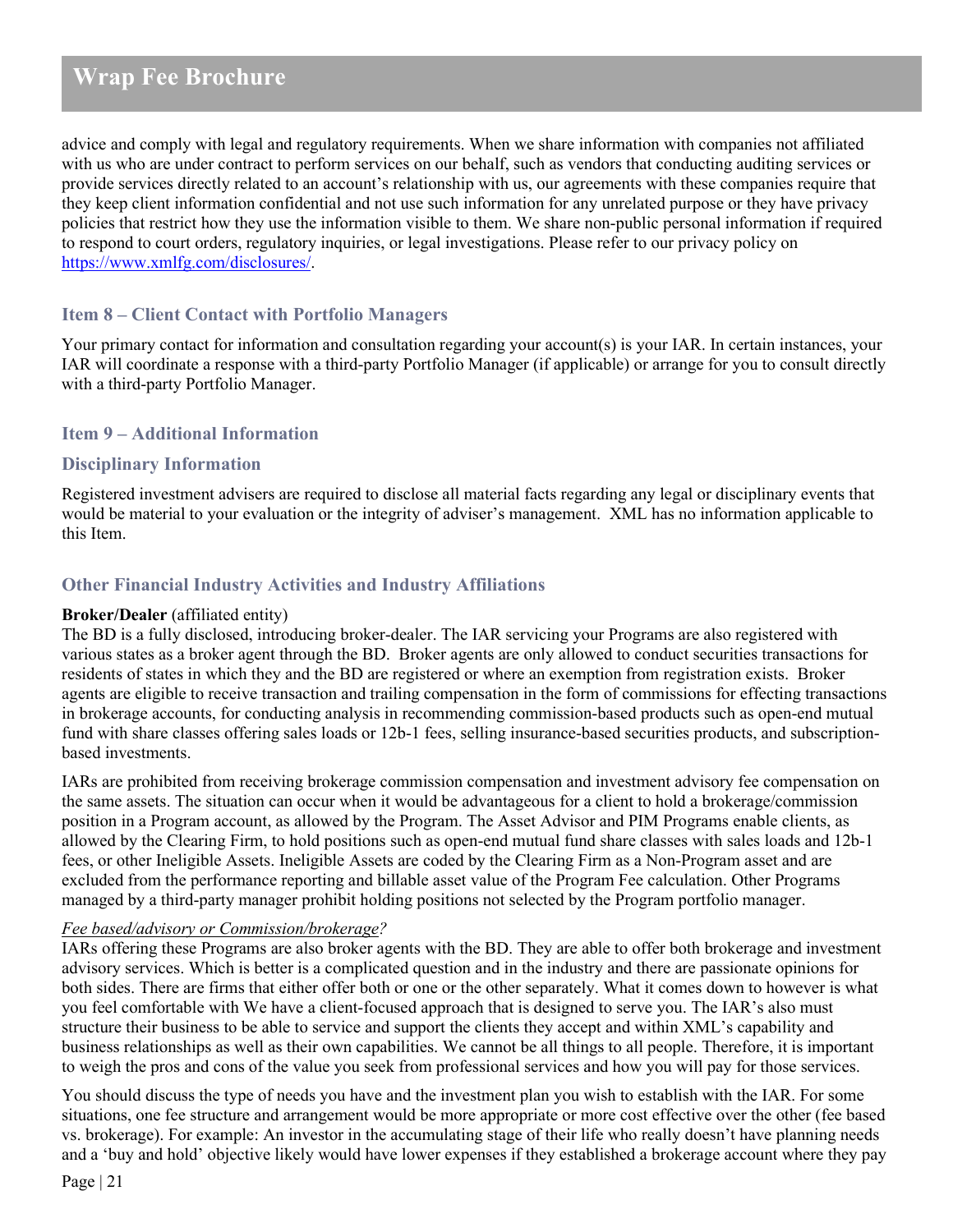advice and comply with legal and regulatory requirements. When we share information with companies not affiliated with us who are under contract to perform services on our behalf, such as vendors that conducting auditing services or provide services directly related to an account's relationship with us, our agreements with these companies require that they keep client information confidential and not use such information for any unrelated purpose or they have privacy policies that restrict how they use the information visible to them. We share non-public personal information if required to respond to court orders, regulatory inquiries, or legal investigations. Please refer to our privacy policy on [https://www.xmlfg.com/disclosures/](https://www.xmlfg.com/disclosures/).

## Item 8 – Client Contact with Portfolio Managers

Your primary contact for information and consultation regarding your account(s) is your IAR. In certain instances, your IAR will coordinate a response with a third-party Portfolio Manager (if applicable) or arrange for you to consult directly with a third-party Portfolio Manager.

## Item 9 – Additional Information

### Disciplinary Information

Registered investment advisers are required to disclose all material facts regarding any legal or disciplinary events that would be material to your evaluation or the integrity of adviser's management. XML has no information applicable to this Item.

### Other Financial Industry Activities and Industry Affiliations

**Broker/Dealer** (affiliated entity)
The BD is a fully disclosed, introducing broker-dealer. The IAR servicing your Programs are also registered with various states as a broker agent through the BD. Broker agents are only allowed to conduct securities transactions for residents of states in which they and the BD are registered or where an exemption from registration exists. Broker agents are eligible to receive transaction and trailing compensation in the form of commissions for effecting transactions in brokerage accounts, for conducting analysis in recommending commission-based products such as open-end mutual fund with share classes offering sales loads or 12b-1 fees, selling insurance-based securities products, and subscription-based investments.

IARs are prohibited from receiving brokerage commission compensation and investment advisory fee compensation on the same assets. The situation can occur when it would be advantageous for a client to hold a brokerage/commission position in a Program account, as allowed by the Program. The Asset Advisor and PIM Programs enable clients, as allowed by the Clearing Firm, to hold positions such as open-end mutual fund share classes with sales loads and 12b-1 fees, or other Ineligible Assets. Ineligible Assets are coded by the Clearing Firm as a Non-Program asset and are excluded from the performance reporting and billable asset value of the Program Fee calculation. Other Programs managed by a third-party manager prohibit holding positions not selected by the Program portfolio manager.

*Fee based/advisory or Commission/brokerage?*
IARs offering these Programs are also broker agents with the BD. They are able to offer both brokerage and investment advisory services. Which is better is a complicated question and in the industry and there are passionate opinions for both sides. There are firms that either offer both or one or the other separately. What it comes down to however is what you feel comfortable with We have a client-focused approach that is designed to serve you. The IAR's also must structure their business to be able to service and support the clients they accept and within XML's capability and business relationships as well as their own capabilities. We cannot be all things to all people. Therefore, it is important to weigh the pros and cons of the value you seek from professional services and how you will pay for those services.

You should discuss the type of needs you have and the investment plan you wish to establish with the IAR. For some situations, one fee structure and arrangement would be more appropriate or more cost effective over the other (fee based vs. brokerage). For example: An investor in the accumulating stage of their life who really doesn't have planning needs and a 'buy and hold' objective likely would have lower expenses if they established a brokerage account where they pay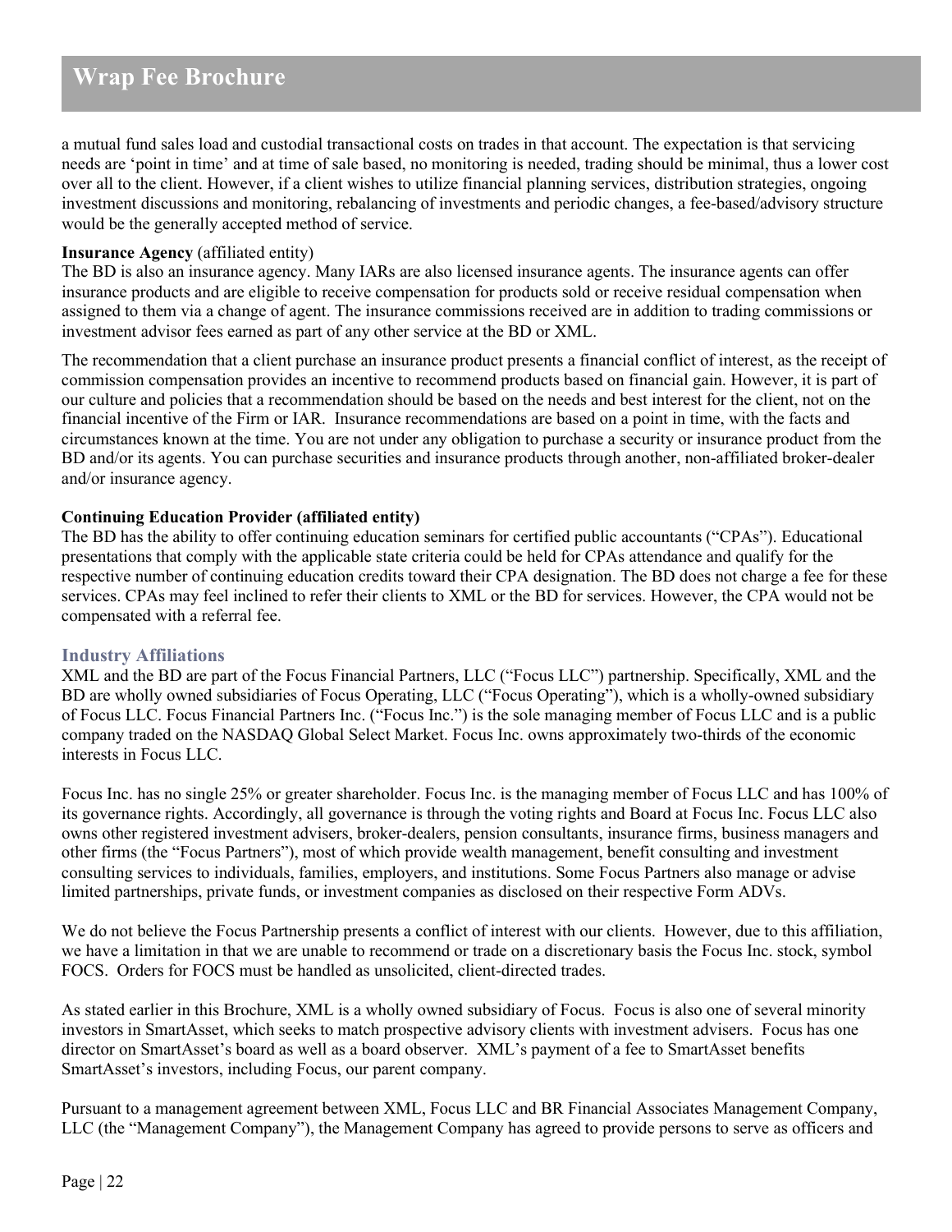a mutual fund sales load and custodial transactional costs on trades in that account. The expectation is that servicing needs are 'point in time' and at time of sale based, no monitoring is needed, trading should be minimal, thus a lower cost over all to the client. However, if a client wishes to utilize financial planning services, distribution strategies, ongoing investment discussions and monitoring, rebalancing of investments and periodic changes, a fee-based/advisory structure would be the generally accepted method of service.

**Insurance Agency** (affiliated entity)
The BD is also an insurance agency. Many IARs are also licensed insurance agents. The insurance agents can offer insurance products and are eligible to receive compensation for products sold or receive residual compensation when assigned to them via a change of agent. The insurance commissions received are in addition to trading commissions or investment advisor fees earned as part of any other service at the BD or XML.

The recommendation that a client purchase an insurance product presents a financial conflict of interest, as the receipt of commission compensation provides an incentive to recommend products based on financial gain. However, it is part of our culture and policies that a recommendation should be based on the needs and best interest for the client, not on the financial incentive of the Firm or IAR. Insurance recommendations are based on a point in time, with the facts and circumstances known at the time. You are not under any obligation to purchase a security or insurance product from the BD and/or its agents. You can purchase securities and insurance products through another, non-affiliated broker-dealer and/or insurance agency.

**Continuing Education Provider (affiliated entity)**
The BD has the ability to offer continuing education seminars for certified public accountants ("CPAs"). Educational presentations that comply with the applicable state criteria could be held for CPAs attendance and qualify for the respective number of continuing education credits toward their CPA designation. The BD does not charge a fee for these services. CPAs may feel inclined to refer their clients to XML or the BD for services. However, the CPA would not be compensated with a referral fee.

## Industry Affiliations

XML and the BD are part of the Focus Financial Partners, LLC ("Focus LLC") partnership. Specifically, XML and the BD are wholly owned subsidiaries of Focus Operating, LLC ("Focus Operating"), which is a wholly-owned subsidiary of Focus LLC. Focus Financial Partners Inc. ("Focus Inc.") is the sole managing member of Focus LLC and is a public company traded on the NASDAQ Global Select Market. Focus Inc. owns approximately two-thirds of the economic interests in Focus LLC.

Focus Inc. has no single 25% or greater shareholder. Focus Inc. is the managing member of Focus LLC and has 100% of its governance rights. Accordingly, all governance is through the voting rights and Board at Focus Inc. Focus LLC also owns other registered investment advisers, broker-dealers, pension consultants, insurance firms, business managers and other firms (the "Focus Partners"), most of which provide wealth management, benefit consulting and investment consulting services to individuals, families, employers, and institutions. Some Focus Partners also manage or advise limited partnerships, private funds, or investment companies as disclosed on their respective Form ADVs.

We do not believe the Focus Partnership presents a conflict of interest with our clients. However, due to this affiliation, we have a limitation in that we are unable to recommend or trade on a discretionary basis the Focus Inc. stock, symbol FOCS. Orders for FOCS must be handled as unsolicited, client-directed trades.

As stated earlier in this Brochure, XML is a wholly owned subsidiary of Focus. Focus is also one of several minority investors in SmartAsset, which seeks to match prospective advisory clients with investment advisers. Focus has one director on SmartAsset's board as well as a board observer. XML's payment of a fee to SmartAsset benefits SmartAsset's investors, including Focus, our parent company.

Pursuant to a management agreement between XML, Focus LLC and BR Financial Associates Management Company, LLC (the "Management Company"), the Management Company has agreed to provide persons to serve as officers and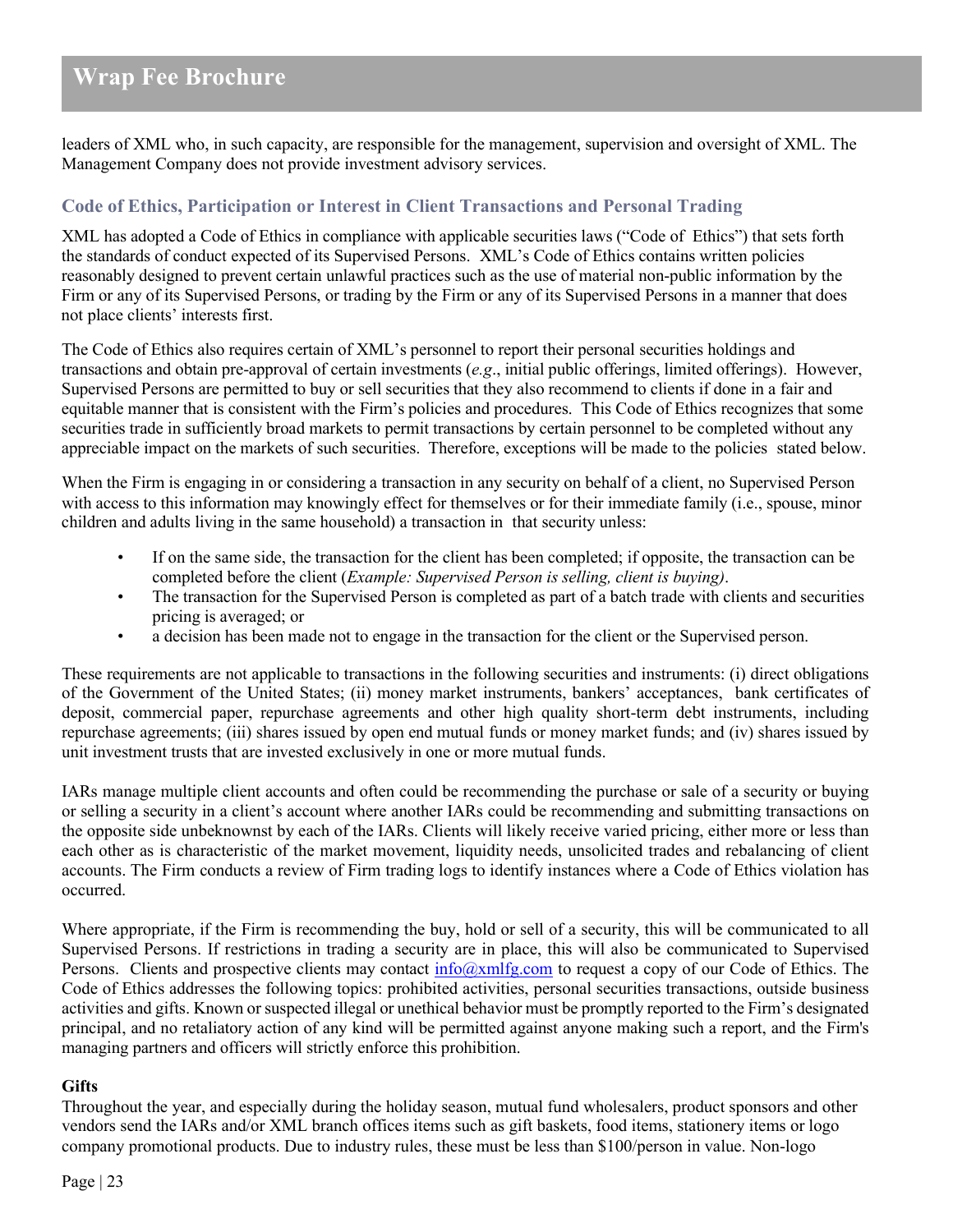leaders of XML who, in such capacity, are responsible for the management, supervision and oversight of XML. The Management Company does not provide investment advisory services.

## Code of Ethics, Participation or Interest in Client Transactions and Personal Trading

XML has adopted a Code of Ethics in compliance with applicable securities laws ("Code of Ethics") that sets forth the standards of conduct expected of its Supervised Persons. XML's Code of Ethics contains written policies reasonably designed to prevent certain unlawful practices such as the use of material non-public information by the Firm or any of its Supervised Persons, or trading by the Firm or any of its Supervised Persons in a manner that does not place clients' interests first.

The Code of Ethics also requires certain of XML's personnel to report their personal securities holdings and transactions and obtain pre-approval of certain investments (*e.g*., initial public offerings, limited offerings). However, Supervised Persons are permitted to buy or sell securities that they also recommend to clients if done in a fair and equitable manner that is consistent with the Firm's policies and procedures. This Code of Ethics recognizes that some securities trade in sufficiently broad markets to permit transactions by certain personnel to be completed without any appreciable impact on the markets of such securities. Therefore, exceptions will be made to the policies stated below.

When the Firm is engaging in or considering a transaction in any security on behalf of a client, no Supervised Person with access to this information may knowingly effect for themselves or for their immediate family (i.e., spouse, minor children and adults living in the same household) a transaction in that security unless:

- If on the same side, the transaction for the client has been completed; if opposite, the transaction can be completed before the client (*Example: Supervised Person is selling, client is buying)*.
- The transaction for the Supervised Person is completed as part of a batch trade with clients and securities pricing is averaged; or
- a decision has been made not to engage in the transaction for the client or the Supervised person.

These requirements are not applicable to transactions in the following securities and instruments: (i) direct obligations of the Government of the United States; (ii) money market instruments, bankers' acceptances, bank certificates of deposit, commercial paper, repurchase agreements and other high quality short-term debt instruments, including repurchase agreements; (iii) shares issued by open end mutual funds or money market funds; and (iv) shares issued by unit investment trusts that are invested exclusively in one or more mutual funds.

IARs manage multiple client accounts and often could be recommending the purchase or sale of a security or buying or selling a security in a client's account where another IARs could be recommending and submitting transactions on the opposite side unbeknownst by each of the IARs. Clients will likely receive varied pricing, either more or less than each other as is characteristic of the market movement, liquidity needs, unsolicited trades and rebalancing of client accounts. The Firm conducts a review of Firm trading logs to identify instances where a Code of Ethics violation has occurred.

Where appropriate, if the Firm is recommending the buy, hold or sell of a security, this will be communicated to all Supervised Persons. If restrictions in trading a security are in place, this will also be communicated to Supervised Persons. Clients and prospective clients may contact info@xmlfg.com to request a copy of our Code of Ethics. The Code of Ethics addresses the following topics: prohibited activities, personal securities transactions, outside business activities and gifts. Known or suspected illegal or unethical behavior must be promptly reported to the Firm's designated principal, and no retaliatory action of any kind will be permitted against anyone making such a report, and the Firm's managing partners and officers will strictly enforce this prohibition.

**Gifts**

Throughout the year, and especially during the holiday season, mutual fund wholesalers, product sponsors and other vendors send the IARs and/or XML branch offices items such as gift baskets, food items, stationery items or logo company promotional products. Due to industry rules, these must be less than $100/person in value. Non-logo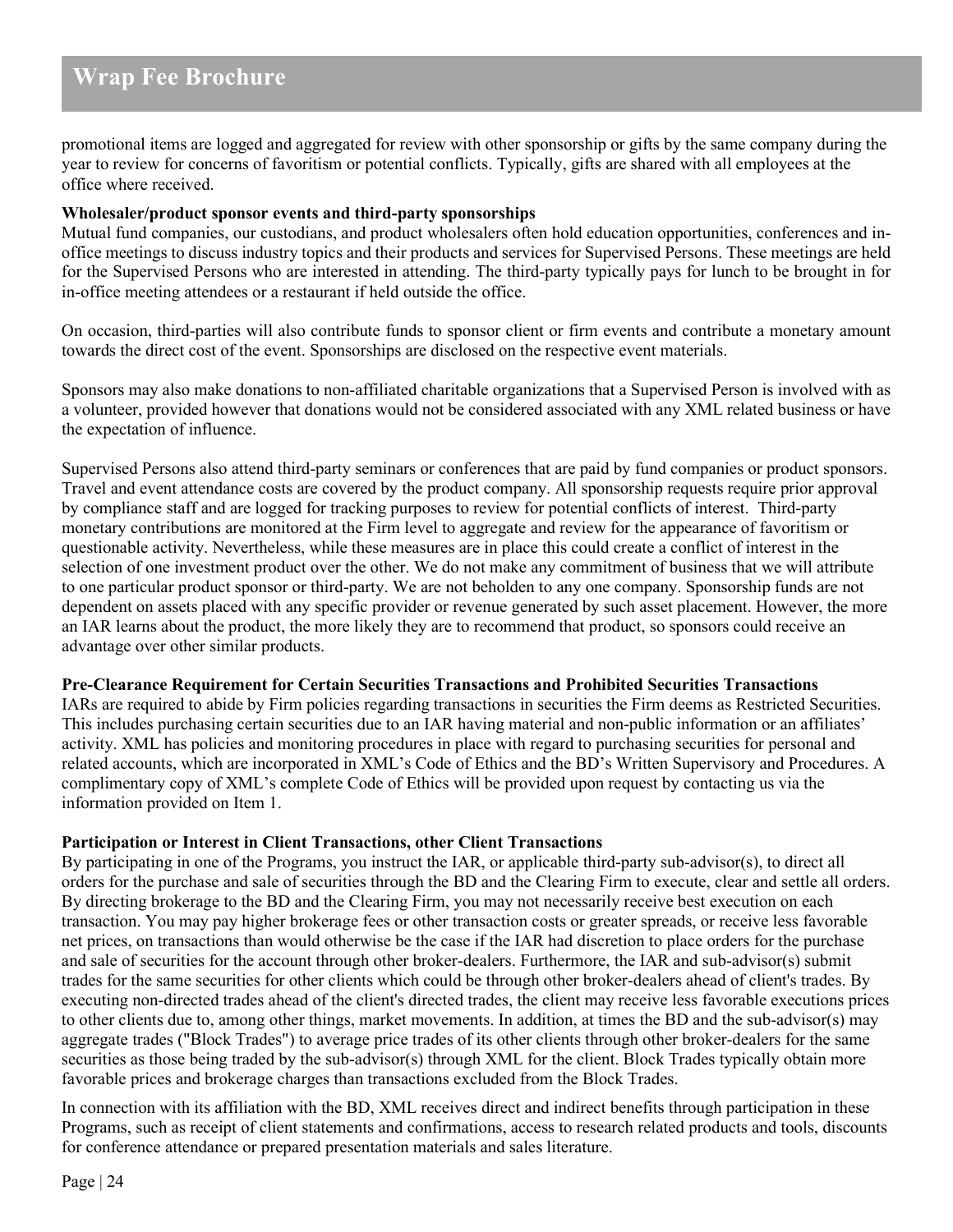promotional items are logged and aggregated for review with other sponsorship or gifts by the same company during the year to review for concerns of favoritism or potential conflicts. Typically, gifts are shared with all employees at the office where received.

**Wholesaler/product sponsor events and third-party sponsorships**

Mutual fund companies, our custodians, and product wholesalers often hold education opportunities, conferences and in-office meetings to discuss industry topics and their products and services for Supervised Persons. These meetings are held for the Supervised Persons who are interested in attending. The third-party typically pays for lunch to be brought in for in-office meeting attendees or a restaurant if held outside the office.

On occasion, third-parties will also contribute funds to sponsor client or firm events and contribute a monetary amount towards the direct cost of the event. Sponsorships are disclosed on the respective event materials.

Sponsors may also make donations to non-affiliated charitable organizations that a Supervised Person is involved with as a volunteer, provided however that donations would not be considered associated with any XML related business or have the expectation of influence.

Supervised Persons also attend third-party seminars or conferences that are paid by fund companies or product sponsors. Travel and event attendance costs are covered by the product company. All sponsorship requests require prior approval by compliance staff and are logged for tracking purposes to review for potential conflicts of interest. Third-party monetary contributions are monitored at the Firm level to aggregate and review for the appearance of favoritism or questionable activity. Nevertheless, while these measures are in place this could create a conflict of interest in the selection of one investment product over the other. We do not make any commitment of business that we will attribute to one particular product sponsor or third-party. We are not beholden to any one company. Sponsorship funds are not dependent on assets placed with any specific provider or revenue generated by such asset placement. However, the more an IAR learns about the product, the more likely they are to recommend that product, so sponsors could receive an advantage over other similar products.

**Pre-Clearance Requirement for Certain Securities Transactions and Prohibited Securities Transactions**

IARs are required to abide by Firm policies regarding transactions in securities the Firm deems as Restricted Securities. This includes purchasing certain securities due to an IAR having material and non-public information or an affiliates' activity. XML has policies and monitoring procedures in place with regard to purchasing securities for personal and related accounts, which are incorporated in XML's Code of Ethics and the BD's Written Supervisory and Procedures. A complimentary copy of XML's complete Code of Ethics will be provided upon request by contacting us via the information provided on Item 1.

**Participation or Interest in Client Transactions, other Client Transactions**

By participating in one of the Programs, you instruct the IAR, or applicable third-party sub-advisor(s), to direct all orders for the purchase and sale of securities through the BD and the Clearing Firm to execute, clear and settle all orders. By directing brokerage to the BD and the Clearing Firm, you may not necessarily receive best execution on each transaction. You may pay higher brokerage fees or other transaction costs or greater spreads, or receive less favorable net prices, on transactions than would otherwise be the case if the IAR had discretion to place orders for the purchase and sale of securities for the account through other broker-dealers. Furthermore, the IAR and sub-advisor(s) submit trades for the same securities for other clients which could be through other broker-dealers ahead of client's trades. By executing non-directed trades ahead of the client's directed trades, the client may receive less favorable executions prices to other clients due to, among other things, market movements. In addition, at times the BD and the sub-advisor(s) may aggregate trades ("Block Trades") to average price trades of its other clients through other broker-dealers for the same securities as those being traded by the sub-advisor(s) through XML for the client. Block Trades typically obtain more favorable prices and brokerage charges than transactions excluded from the Block Trades.

In connection with its affiliation with the BD, XML receives direct and indirect benefits through participation in these Programs, such as receipt of client statements and confirmations, access to research related products and tools, discounts for conference attendance or prepared presentation materials and sales literature.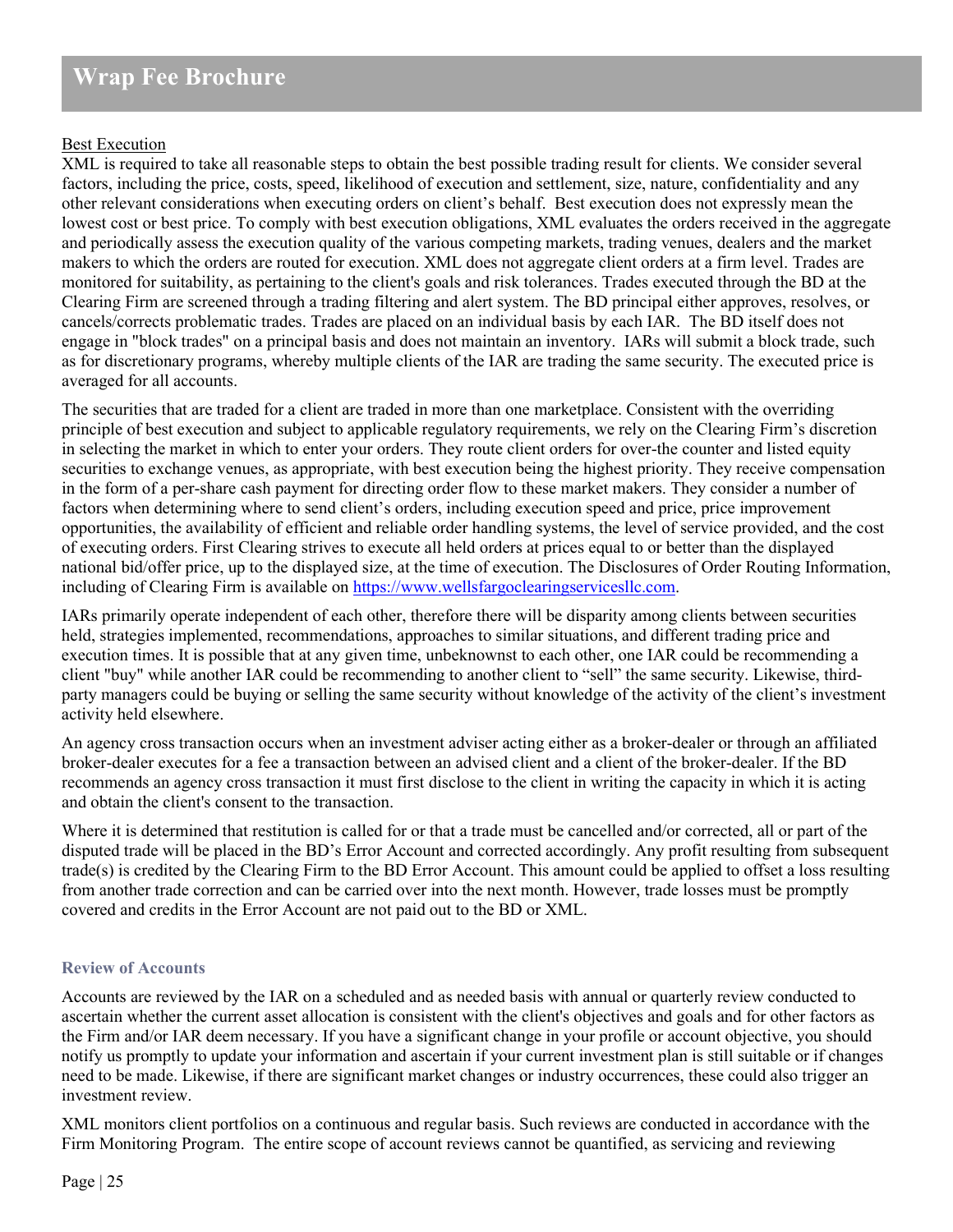## Best Execution

XML is required to take all reasonable steps to obtain the best possible trading result for clients. We consider several factors, including the price, costs, speed, likelihood of execution and settlement, size, nature, confidentiality and any other relevant considerations when executing orders on client's behalf. Best execution does not expressly mean the lowest cost or best price. To comply with best execution obligations, XML evaluates the orders received in the aggregate and periodically assess the execution quality of the various competing markets, trading venues, dealers and the market makers to which the orders are routed for execution. XML does not aggregate client orders at a firm level. Trades are monitored for suitability, as pertaining to the client's goals and risk tolerances. Trades executed through the BD at the Clearing Firm are screened through a trading filtering and alert system. The BD principal either approves, resolves, or cancels/corrects problematic trades. Trades are placed on an individual basis by each IAR. The BD itself does not engage in "block trades" on a principal basis and does not maintain an inventory. IARs will submit a block trade, such as for discretionary programs, whereby multiple clients of the IAR are trading the same security. The executed price is averaged for all accounts.

The securities that are traded for a client are traded in more than one marketplace. Consistent with the overriding principle of best execution and subject to applicable regulatory requirements, we rely on the Clearing Firm's discretion in selecting the market in which to enter your orders. They route client orders for over-the counter and listed equity securities to exchange venues, as appropriate, with best execution being the highest priority. They receive compensation in the form of a per-share cash payment for directing order flow to these market makers. They consider a number of factors when determining where to send client's orders, including execution speed and price, price improvement opportunities, the availability of efficient and reliable order handling systems, the level of service provided, and the cost of executing orders. First Clearing strives to execute all held orders at prices equal to or better than the displayed national bid/offer price, up to the displayed size, at the time of execution. The Disclosures of Order Routing Information, including of Clearing Firm is available on [https://www.wellsfargoclearingservicesllc.com](https://www.wellsfargoclearingservicesllc.com).

IARs primarily operate independent of each other, therefore there will be disparity among clients between securities held, strategies implemented, recommendations, approaches to similar situations, and different trading price and execution times. It is possible that at any given time, unbeknownst to each other, one IAR could be recommending a client "buy" while another IAR could be recommending to another client to "sell" the same security. Likewise, third-party managers could be buying or selling the same security without knowledge of the activity of the client's investment activity held elsewhere.

An agency cross transaction occurs when an investment adviser acting either as a broker-dealer or through an affiliated broker-dealer executes for a fee a transaction between an advised client and a client of the broker-dealer. If the BD recommends an agency cross transaction it must first disclose to the client in writing the capacity in which it is acting and obtain the client's consent to the transaction.

Where it is determined that restitution is called for or that a trade must be cancelled and/or corrected, all or part of the disputed trade will be placed in the BD's Error Account and corrected accordingly. Any profit resulting from subsequent trade(s) is credited by the Clearing Firm to the BD Error Account. This amount could be applied to offset a loss resulting from another trade correction and can be carried over into the next month. However, trade losses must be promptly covered and credits in the Error Account are not paid out to the BD or XML.

### Review of Accounts

Accounts are reviewed by the IAR on a scheduled and as needed basis with annual or quarterly review conducted to ascertain whether the current asset allocation is consistent with the client's objectives and goals and for other factors as the Firm and/or IAR deem necessary. If you have a significant change in your profile or account objective, you should notify us promptly to update your information and ascertain if your current investment plan is still suitable or if changes need to be made. Likewise, if there are significant market changes or industry occurrences, these could also trigger an investment review.

XML monitors client portfolios on a continuous and regular basis. Such reviews are conducted in accordance with the Firm Monitoring Program. The entire scope of account reviews cannot be quantified, as servicing and reviewing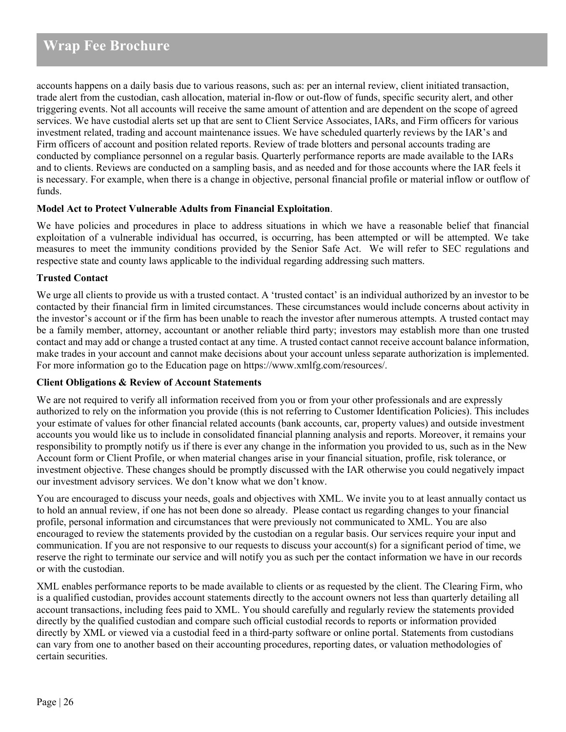accounts happens on a daily basis due to various reasons, such as: per an internal review, client initiated transaction, trade alert from the custodian, cash allocation, material in-flow or out-flow of funds, specific security alert, and other triggering events. Not all accounts will receive the same amount of attention and are dependent on the scope of agreed services. We have custodial alerts set up that are sent to Client Service Associates, IARs, and Firm officers for various investment related, trading and account maintenance issues. We have scheduled quarterly reviews by the IAR's and Firm officers of account and position related reports. Review of trade blotters and personal accounts trading are conducted by compliance personnel on a regular basis. Quarterly performance reports are made available to the IARs and to clients. Reviews are conducted on a sampling basis, and as needed and for those accounts where the IAR feels it is necessary. For example, when there is a change in objective, personal financial profile or material inflow or outflow of funds.

**Model Act to Protect Vulnerable Adults from Financial Exploitation**.

We have policies and procedures in place to address situations in which we have a reasonable belief that financial exploitation of a vulnerable individual has occurred, is occurring, has been attempted or will be attempted. We take measures to meet the immunity conditions provided by the Senior Safe Act. We will refer to SEC regulations and respective state and county laws applicable to the individual regarding addressing such matters.

**Trusted Contact**

We urge all clients to provide us with a trusted contact. A 'trusted contact' is an individual authorized by an investor to be contacted by their financial firm in limited circumstances. These circumstances would include concerns about activity in the investor's account or if the firm has been unable to reach the investor after numerous attempts. A trusted contact may be a family member, attorney, accountant or another reliable third party; investors may establish more than one trusted contact and may add or change a trusted contact at any time. A trusted contact cannot receive account balance information, make trades in your account and cannot make decisions about your account unless separate authorization is implemented. For more information go to the Education page on https://www.xmlfg.com/resources/.

**Client Obligations & Review of Account Statements**

We are not required to verify all information received from you or from your other professionals and are expressly authorized to rely on the information you provide (this is not referring to Customer Identification Policies). This includes your estimate of values for other financial related accounts (bank accounts, car, property values) and outside investment accounts you would like us to include in consolidated financial planning analysis and reports. Moreover, it remains your responsibility to promptly notify us if there is ever any change in the information you provided to us, such as in the New Account form or Client Profile, or when material changes arise in your financial situation, profile, risk tolerance, or investment objective. These changes should be promptly discussed with the IAR otherwise you could negatively impact our investment advisory services. We don't know what we don't know.

You are encouraged to discuss your needs, goals and objectives with XML. We invite you to at least annually contact us to hold an annual review, if one has not been done so already. Please contact us regarding changes to your financial profile, personal information and circumstances that were previously not communicated to XML. You are also encouraged to review the statements provided by the custodian on a regular basis. Our services require your input and communication. If you are not responsive to our requests to discuss your account(s) for a significant period of time, we reserve the right to terminate our service and will notify you as such per the contact information we have in our records or with the custodian.

XML enables performance reports to be made available to clients or as requested by the client. The Clearing Firm, who is a qualified custodian, provides account statements directly to the account owners not less than quarterly detailing all account transactions, including fees paid to XML. You should carefully and regularly review the statements provided directly by the qualified custodian and compare such official custodial records to reports or information provided directly by XML or viewed via a custodial feed in a third-party software or online portal. Statements from custodians can vary from one to another based on their accounting procedures, reporting dates, or valuation methodologies of certain securities.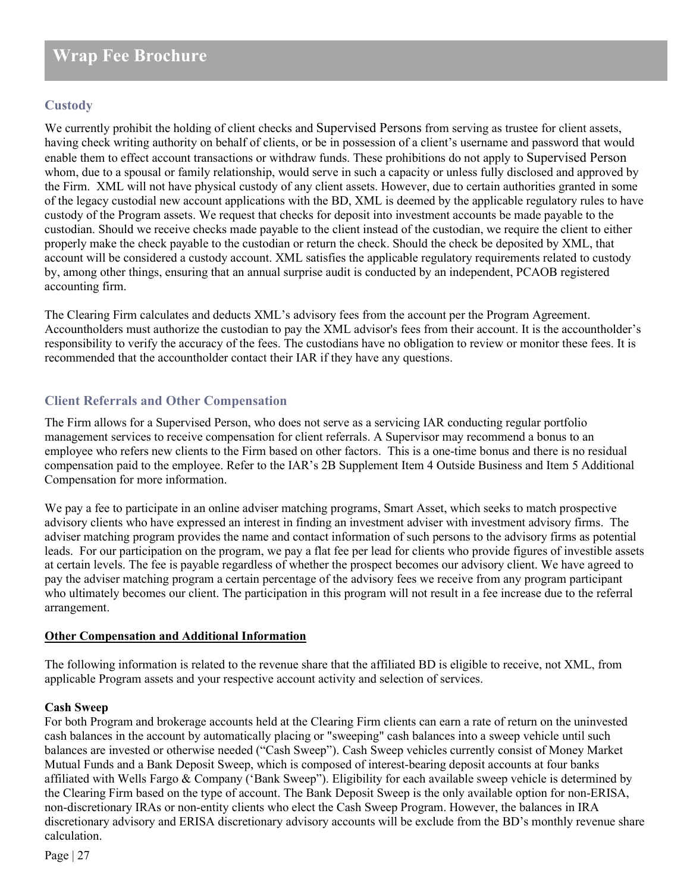## Custody

We currently prohibit the holding of client checks and Supervised Persons from serving as trustee for client assets, having check writing authority on behalf of clients, or be in possession of a client's username and password that would enable them to effect account transactions or withdraw funds. These prohibitions do not apply to Supervised Person whom, due to a spousal or family relationship, would serve in such a capacity or unless fully disclosed and approved by the Firm. XML will not have physical custody of any client assets. However, due to certain authorities granted in some of the legacy custodial new account applications with the BD, XML is deemed by the applicable regulatory rules to have custody of the Program assets. We request that checks for deposit into investment accounts be made payable to the custodian. Should we receive checks made payable to the client instead of the custodian, we require the client to either properly make the check payable to the custodian or return the check. Should the check be deposited by XML, that account will be considered a custody account. XML satisfies the applicable regulatory requirements related to custody by, among other things, ensuring that an annual surprise audit is conducted by an independent, PCAOB registered accounting firm.

The Clearing Firm calculates and deducts XML's advisory fees from the account per the Program Agreement. Accountholders must authorize the custodian to pay the XML advisor's fees from their account. It is the accountholder's responsibility to verify the accuracy of the fees. The custodians have no obligation to review or monitor these fees. It is recommended that the accountholder contact their IAR if they have any questions.

## Client Referrals and Other Compensation

The Firm allows for a Supervised Person, who does not serve as a servicing IAR conducting regular portfolio management services to receive compensation for client referrals. A Supervisor may recommend a bonus to an employee who refers new clients to the Firm based on other factors. This is a one-time bonus and there is no residual compensation paid to the employee. Refer to the IAR's 2B Supplement Item 4 Outside Business and Item 5 Additional Compensation for more information.

We pay a fee to participate in an online adviser matching programs, Smart Asset, which seeks to match prospective advisory clients who have expressed an interest in finding an investment adviser with investment advisory firms. The adviser matching program provides the name and contact information of such persons to the advisory firms as potential leads. For our participation on the program, we pay a flat fee per lead for clients who provide figures of investible assets at certain levels. The fee is payable regardless of whether the prospect becomes our advisory client. We have agreed to pay the adviser matching program a certain percentage of the advisory fees we receive from any program participant who ultimately becomes our client. The participation in this program will not result in a fee increase due to the referral arrangement.

**Other Compensation and Additional Information**

The following information is related to the revenue share that the affiliated BD is eligible to receive, not XML, from applicable Program assets and your respective account activity and selection of services.

**Cash Sweep**

For both Program and brokerage accounts held at the Clearing Firm clients can earn a rate of return on the uninvested cash balances in the account by automatically placing or "sweeping" cash balances into a sweep vehicle until such balances are invested or otherwise needed ("Cash Sweep"). Cash Sweep vehicles currently consist of Money Market Mutual Funds and a Bank Deposit Sweep, which is composed of interest-bearing deposit accounts at four banks affiliated with Wells Fargo & Company ('Bank Sweep"). Eligibility for each available sweep vehicle is determined by the Clearing Firm based on the type of account. The Bank Deposit Sweep is the only available option for non-ERISA, non-discretionary IRAs or non-entity clients who elect the Cash Sweep Program. However, the balances in IRA discretionary advisory and ERISA discretionary advisory accounts will be exclude from the BD's monthly revenue share calculation.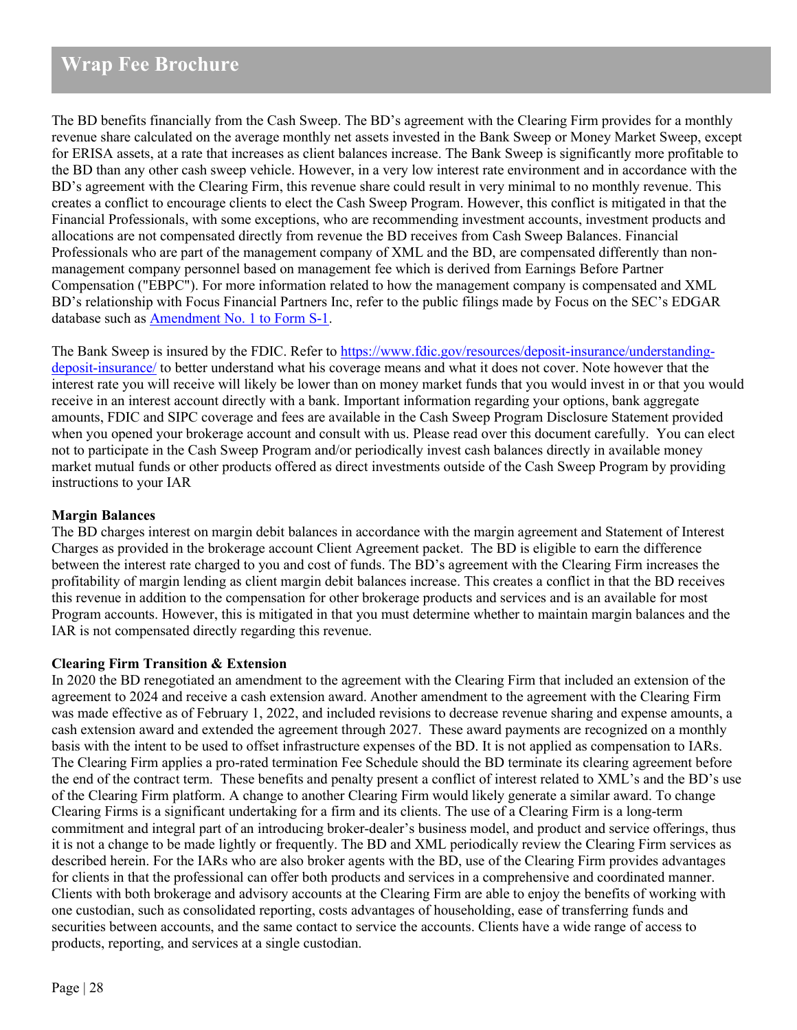The BD benefits financially from the Cash Sweep. The BD's agreement with the Clearing Firm provides for a monthly revenue share calculated on the average monthly net assets invested in the Bank Sweep or Money Market Sweep, except for ERISA assets, at a rate that increases as client balances increase. The Bank Sweep is significantly more profitable to the BD than any other cash sweep vehicle. However, in a very low interest rate environment and in accordance with the BD's agreement with the Clearing Firm, this revenue share could result in very minimal to no monthly revenue. This creates a conflict to encourage clients to elect the Cash Sweep Program. However, this conflict is mitigated in that the Financial Professionals, with some exceptions, who are recommending investment accounts, investment products and allocations are not compensated directly from revenue the BD receives from Cash Sweep Balances. Financial Professionals who are part of the management company of XML and the BD, are compensated differently than non-management company personnel based on management fee which is derived from Earnings Before Partner Compensation ("EBPC"). For more information related to how the management company is compensated and XML BD's relationship with Focus Financial Partners Inc, refer to the public filings made by Focus on the SEC's EDGAR database such as [Amendment No. 1 to Form S-1](#).

The Bank Sweep is insured by the FDIC. Refer to https://www.fdic.gov/resources/deposit-insurance/understanding-deposit-insurance/ to better understand what his coverage means and what it does not cover. Note however that the interest rate you will receive will likely be lower than on money market funds that you would invest in or that you would receive in an interest account directly with a bank. Important information regarding your options, bank aggregate amounts, FDIC and SIPC coverage and fees are available in the Cash Sweep Program Disclosure Statement provided when you opened your brokerage account and consult with us. Please read over this document carefully. You can elect not to participate in the Cash Sweep Program and/or periodically invest cash balances directly in available money market mutual funds or other products offered as direct investments outside of the Cash Sweep Program by providing instructions to your IAR

**Margin Balances**

The BD charges interest on margin debit balances in accordance with the margin agreement and Statement of Interest Charges as provided in the brokerage account Client Agreement packet. The BD is eligible to earn the difference between the interest rate charged to you and cost of funds. The BD's agreement with the Clearing Firm increases the profitability of margin lending as client margin debit balances increase. This creates a conflict in that the BD receives this revenue in addition to the compensation for other brokerage products and services and is an available for most Program accounts. However, this is mitigated in that you must determine whether to maintain margin balances and the IAR is not compensated directly regarding this revenue.

**Clearing Firm Transition & Extension**

In 2020 the BD renegotiated an amendment to the agreement with the Clearing Firm that included an extension of the agreement to 2024 and receive a cash extension award. Another amendment to the agreement with the Clearing Firm was made effective as of February 1, 2022, and included revisions to decrease revenue sharing and expense amounts, a cash extension award and extended the agreement through 2027. These award payments are recognized on a monthly basis with the intent to be used to offset infrastructure expenses of the BD. It is not applied as compensation to IARs. The Clearing Firm applies a pro-rated termination Fee Schedule should the BD terminate its clearing agreement before the end of the contract term. These benefits and penalty present a conflict of interest related to XML's and the BD's use of the Clearing Firm platform. A change to another Clearing Firm would likely generate a similar award. To change Clearing Firms is a significant undertaking for a firm and its clients. The use of a Clearing Firm is a long-term commitment and integral part of an introducing broker-dealer's business model, and product and service offerings, thus it is not a change to be made lightly or frequently. The BD and XML periodically review the Clearing Firm services as described herein. For the IARs who are also broker agents with the BD, use of the Clearing Firm provides advantages for clients in that the professional can offer both products and services in a comprehensive and coordinated manner. Clients with both brokerage and advisory accounts at the Clearing Firm are able to enjoy the benefits of working with one custodian, such as consolidated reporting, costs advantages of householding, ease of transferring funds and securities between accounts, and the same contact to service the accounts. Clients have a wide range of access to products, reporting, and services at a single custodian.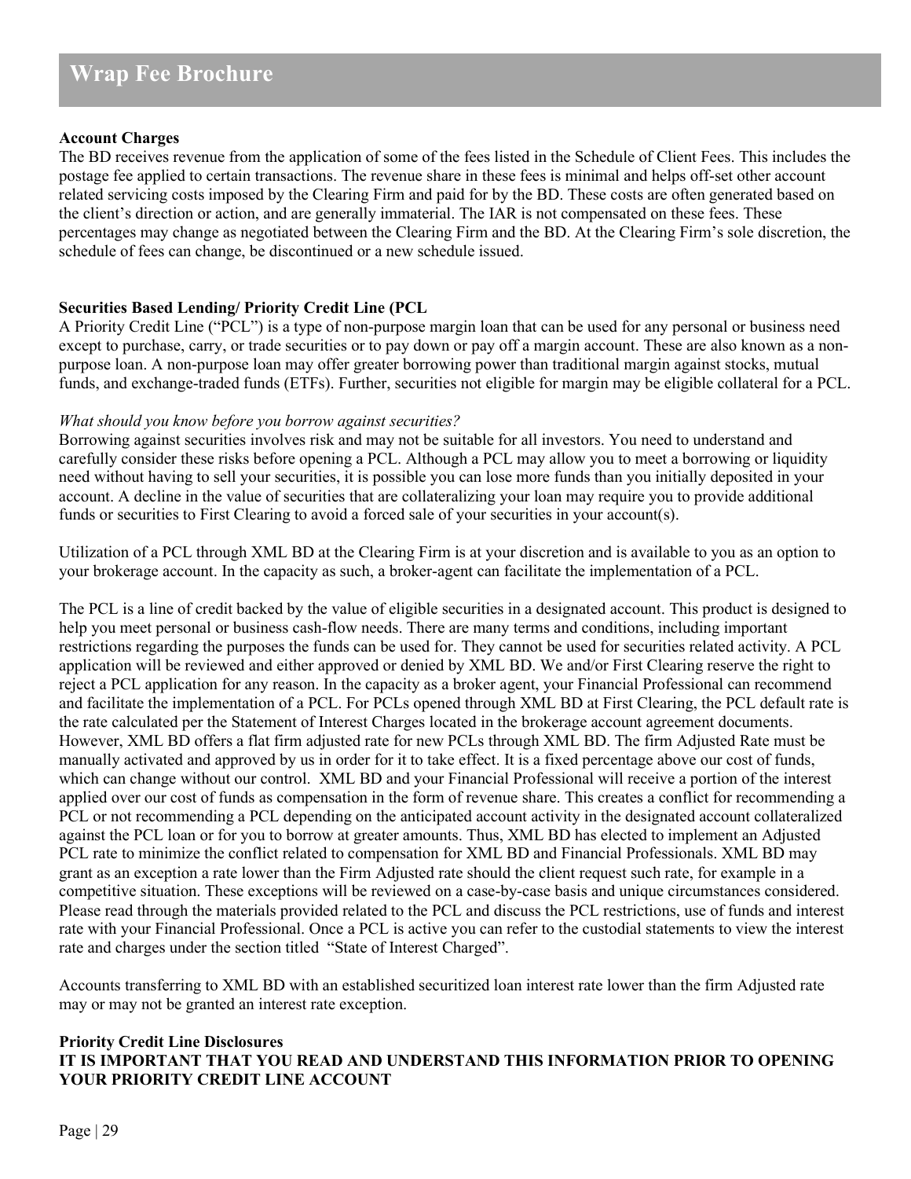## Account Charges

The BD receives revenue from the application of some of the fees listed in the Schedule of Client Fees. This includes the postage fee applied to certain transactions. The revenue share in these fees is minimal and helps off-set other account related servicing costs imposed by the Clearing Firm and paid for by the BD. These costs are often generated based on the client's direction or action, and are generally immaterial. The IAR is not compensated on these fees. These percentages may change as negotiated between the Clearing Firm and the BD. At the Clearing Firm's sole discretion, the schedule of fees can change, be discontinued or a new schedule issued.

## Securities Based Lending/ Priority Credit Line (PCL

A Priority Credit Line ("PCL") is a type of non-purpose margin loan that can be used for any personal or business need except to purchase, carry, or trade securities or to pay down or pay off a margin account. These are also known as a non-purpose loan. A non-purpose loan may offer greater borrowing power than traditional margin against stocks, mutual funds, and exchange-traded funds (ETFs). Further, securities not eligible for margin may be eligible collateral for a PCL.

*What should you know before you borrow against securities?*

Borrowing against securities involves risk and may not be suitable for all investors. You need to understand and carefully consider these risks before opening a PCL. Although a PCL may allow you to meet a borrowing or liquidity need without having to sell your securities, it is possible you can lose more funds than you initially deposited in your account. A decline in the value of securities that are collateralizing your loan may require you to provide additional funds or securities to First Clearing to avoid a forced sale of your securities in your account(s).

Utilization of a PCL through XML BD at the Clearing Firm is at your discretion and is available to you as an option to your brokerage account. In the capacity as such, a broker-agent can facilitate the implementation of a PCL.

The PCL is a line of credit backed by the value of eligible securities in a designated account. This product is designed to help you meet personal or business cash-flow needs. There are many terms and conditions, including important restrictions regarding the purposes the funds can be used for. They cannot be used for securities related activity. A PCL application will be reviewed and either approved or denied by XML BD. We and/or First Clearing reserve the right to reject a PCL application for any reason. In the capacity as a broker agent, your Financial Professional can recommend and facilitate the implementation of a PCL. For PCLs opened through XML BD at First Clearing, the PCL default rate is the rate calculated per the Statement of Interest Charges located in the brokerage account agreement documents. However, XML BD offers a flat firm adjusted rate for new PCLs through XML BD. The firm Adjusted Rate must be manually activated and approved by us in order for it to take effect. It is a fixed percentage above our cost of funds, which can change without our control. XML BD and your Financial Professional will receive a portion of the interest applied over our cost of funds as compensation in the form of revenue share. This creates a conflict for recommending a PCL or not recommending a PCL depending on the anticipated account activity in the designated account collateralized against the PCL loan or for you to borrow at greater amounts. Thus, XML BD has elected to implement an Adjusted PCL rate to minimize the conflict related to compensation for XML BD and Financial Professionals. XML BD may grant as an exception a rate lower than the Firm Adjusted rate should the client request such rate, for example in a competitive situation. These exceptions will be reviewed on a case-by-case basis and unique circumstances considered. Please read through the materials provided related to the PCL and discuss the PCL restrictions, use of funds and interest rate with your Financial Professional. Once a PCL is active you can refer to the custodial statements to view the interest rate and charges under the section titled "State of Interest Charged".

Accounts transferring to XML BD with an established securitized loan interest rate lower than the firm Adjusted rate may or may not be granted an interest rate exception.

## Priority Credit Line Disclosures

**IT IS IMPORTANT THAT YOU READ AND UNDERSTAND THIS INFORMATION PRIOR TO OPENING YOUR PRIORITY CREDIT LINE ACCOUNT**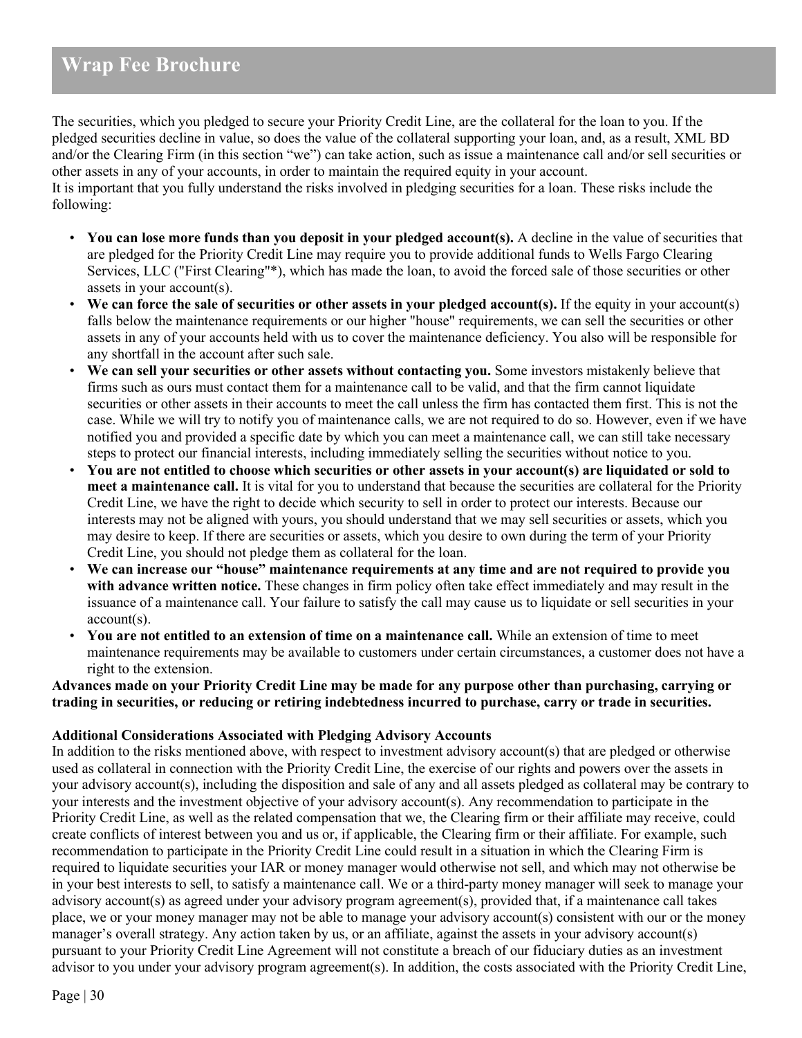The securities, which you pledged to secure your Priority Credit Line, are the collateral for the loan to you. If the pledged securities decline in value, so does the value of the collateral supporting your loan, and, as a result, XML BD and/or the Clearing Firm (in this section "we") can take action, such as issue a maintenance call and/or sell securities or other assets in any of your accounts, in order to maintain the required equity in your account.
It is important that you fully understand the risks involved in pledging securities for a loan. These risks include the following:

- **You can lose more funds than you deposit in your pledged account(s).** A decline in the value of securities that are pledged for the Priority Credit Line may require you to provide additional funds to Wells Fargo Clearing Services, LLC ("First Clearing"*), which has made the loan, to avoid the forced sale of those securities or other assets in your account(s).
- **We can force the sale of securities or other assets in your pledged account(s).** If the equity in your account(s) falls below the maintenance requirements or our higher "house" requirements, we can sell the securities or other assets in any of your accounts held with us to cover the maintenance deficiency. You also will be responsible for any shortfall in the account after such sale.
- **We can sell your securities or other assets without contacting you.** Some investors mistakenly believe that firms such as ours must contact them for a maintenance call to be valid, and that the firm cannot liquidate securities or other assets in their accounts to meet the call unless the firm has contacted them first. This is not the case. While we will try to notify you of maintenance calls, we are not required to do so. However, even if we have notified you and provided a specific date by which you can meet a maintenance call, we can still take necessary steps to protect our financial interests, including immediately selling the securities without notice to you.
- **You are not entitled to choose which securities or other assets in your account(s) are liquidated or sold to meet a maintenance call.** It is vital for you to understand that because the securities are collateral for the Priority Credit Line, we have the right to decide which security to sell in order to protect our interests. Because our interests may not be aligned with yours, you should understand that we may sell securities or assets, which you may desire to keep. If there are securities or assets, which you desire to own during the term of your Priority Credit Line, you should not pledge them as collateral for the loan.
- **We can increase our "house" maintenance requirements at any time and are not required to provide you with advance written notice.** These changes in firm policy often take effect immediately and may result in the issuance of a maintenance call. Your failure to satisfy the call may cause us to liquidate or sell securities in your account(s).
- **You are not entitled to an extension of time on a maintenance call.** While an extension of time to meet maintenance requirements may be available to customers under certain circumstances, a customer does not have a right to the extension.

**Advances made on your Priority Credit Line may be made for any purpose other than purchasing, carrying or trading in securities, or reducing or retiring indebtedness incurred to purchase, carry or trade in securities.**

**Additional Considerations Associated with Pledging Advisory Accounts**

In addition to the risks mentioned above, with respect to investment advisory account(s) that are pledged or otherwise used as collateral in connection with the Priority Credit Line, the exercise of our rights and powers over the assets in your advisory account(s), including the disposition and sale of any and all assets pledged as collateral may be contrary to your interests and the investment objective of your advisory account(s). Any recommendation to participate in the Priority Credit Line, as well as the related compensation that we, the Clearing firm or their affiliate may receive, could create conflicts of interest between you and us or, if applicable, the Clearing firm or their affiliate. For example, such recommendation to participate in the Priority Credit Line could result in a situation in which the Clearing Firm is required to liquidate securities your IAR or money manager would otherwise not sell, and which may not otherwise be in your best interests to sell, to satisfy a maintenance call. We or a third-party money manager will seek to manage your advisory account(s) as agreed under your advisory program agreement(s), provided that, if a maintenance call takes place, we or your money manager may not be able to manage your advisory account(s) consistent with our or the money manager's overall strategy. Any action taken by us, or an affiliate, against the assets in your advisory account(s) pursuant to your Priority Credit Line Agreement will not constitute a breach of our fiduciary duties as an investment advisor to you under your advisory program agreement(s). In addition, the costs associated with the Priority Credit Line,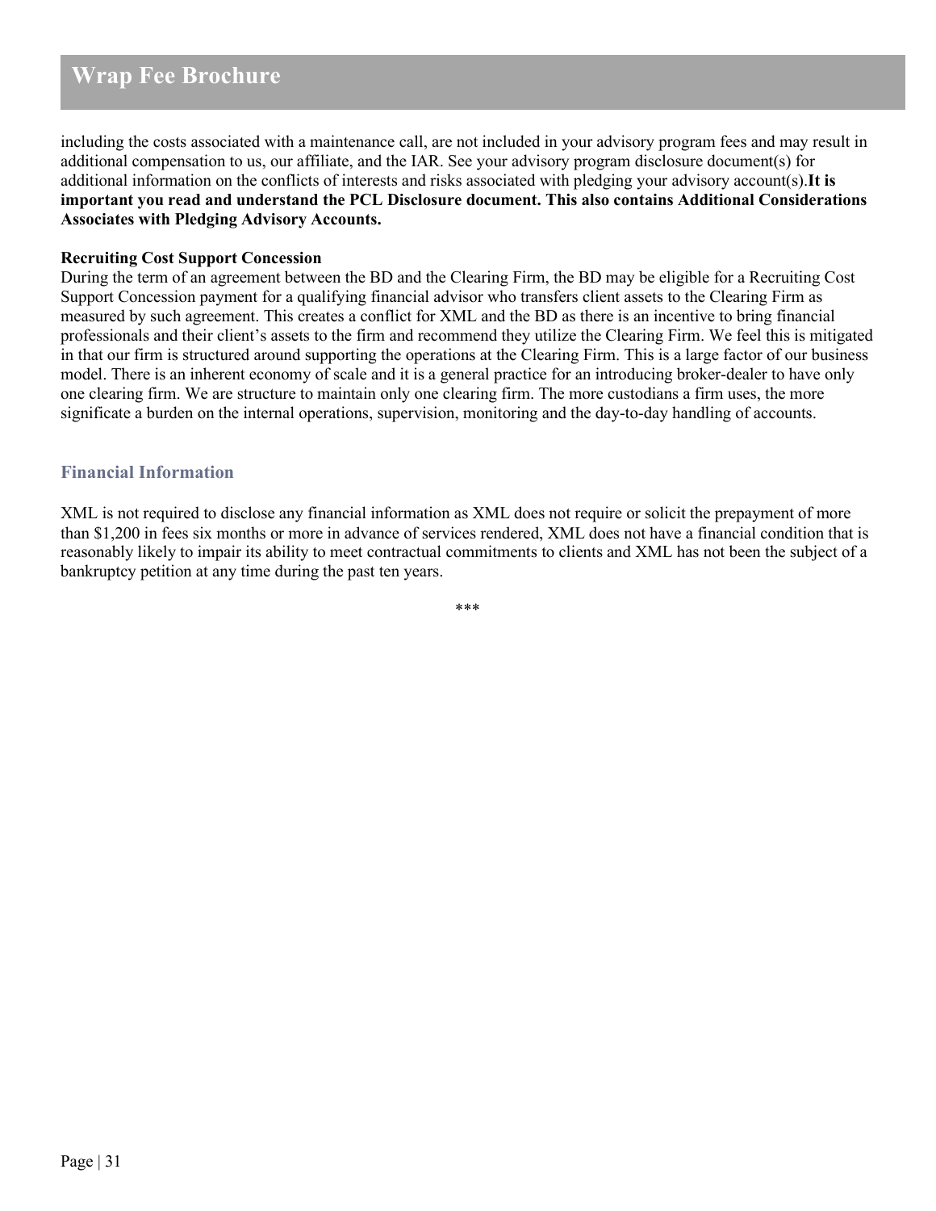including the costs associated with a maintenance call, are not included in your advisory program fees and may result in additional compensation to us, our affiliate, and the IAR. See your advisory program disclosure document(s) for additional information on the conflicts of interests and risks associated with pledging your advisory account(s).**It is important you read and understand the PCL Disclosure document. This also contains Additional Considerations Associates with Pledging Advisory Accounts.**

**Recruiting Cost Support Concession**

During the term of an agreement between the BD and the Clearing Firm, the BD may be eligible for a Recruiting Cost Support Concession payment for a qualifying financial advisor who transfers client assets to the Clearing Firm as measured by such agreement. This creates a conflict for XML and the BD as there is an incentive to bring financial professionals and their client's assets to the firm and recommend they utilize the Clearing Firm. We feel this is mitigated in that our firm is structured around supporting the operations at the Clearing Firm. This is a large factor of our business model. There is an inherent economy of scale and it is a general practice for an introducing broker-dealer to have only one clearing firm. We are structure to maintain only one clearing firm. The more custodians a firm uses, the more significate a burden on the internal operations, supervision, monitoring and the day-to-day handling of accounts.

## Financial Information

XML is not required to disclose any financial information as XML does not require or solicit the prepayment of more than $1,200 in fees six months or more in advance of services rendered, XML does not have a financial condition that is reasonably likely to impair its ability to meet contractual commitments to clients and XML has not been the subject of a bankruptcy petition at any time during the past ten years.

***